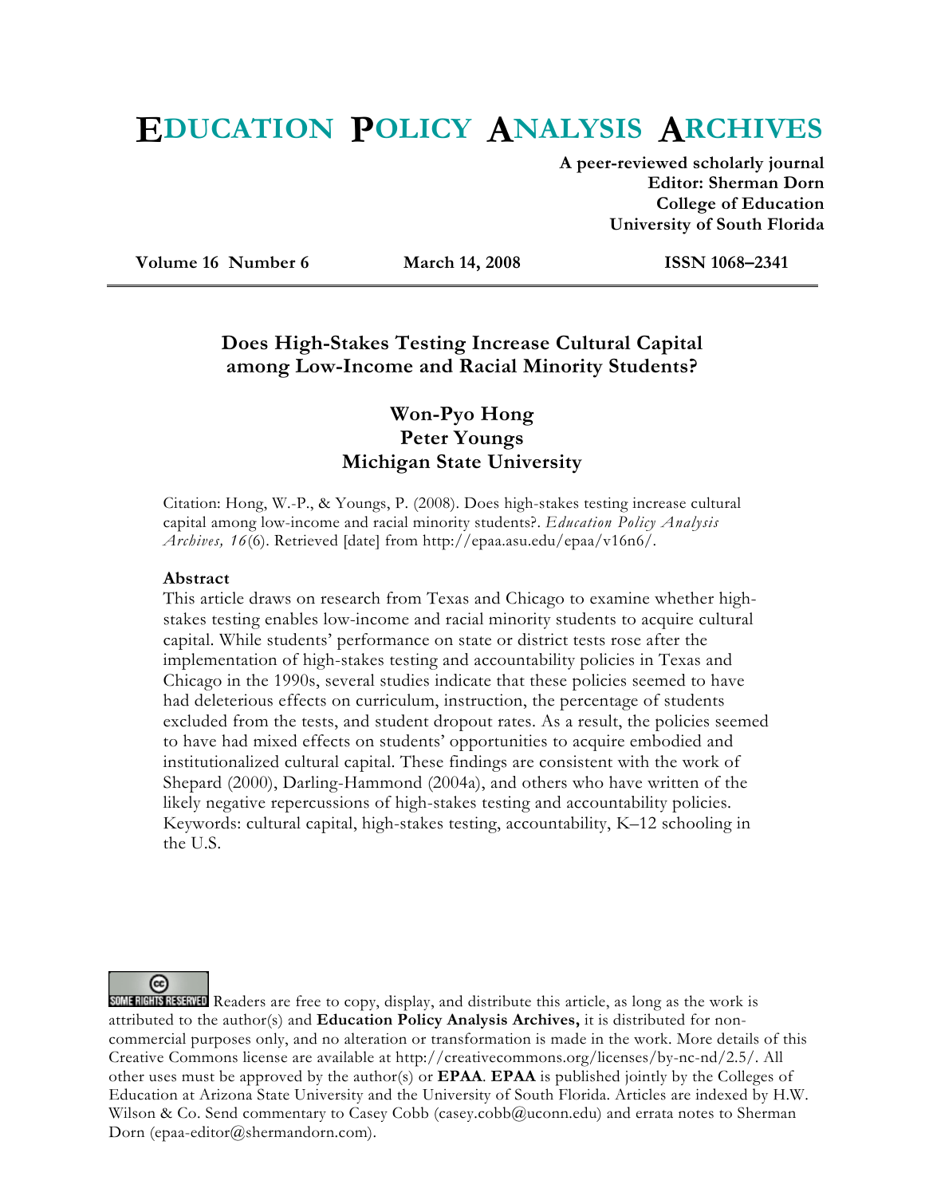# EDUCATION POLICY ANALYSIS ARCHIVES

**A peer-reviewed scholarly journal**
**Editor: Sherman Dorn**
**College of Education**
**University of South Florida**

**Volume 16 Number 6** **March 14, 2008** **ISSN 1068–2341**

## Does High-Stakes Testing Increase Cultural Capital among Low-Income and Racial Minority Students?

**Won-Pyo Hong**
**Peter Youngs**
**Michigan State University**

Citation: Hong, W.-P., & Youngs, P. (2008). Does high-stakes testing increase cultural capital among low-income and racial minority students?. *Education Policy Analysis Archives, 16*(6). Retrieved [date] from http://epaa.asu.edu/epaa/v16n6/.

**Abstract**

This article draws on research from Texas and Chicago to examine whether high-stakes testing enables low-income and racial minority students to acquire cultural capital. While students' performance on state or district tests rose after the implementation of high-stakes testing and accountability policies in Texas and Chicago in the 1990s, several studies indicate that these policies seemed to have had deleterious effects on curriculum, instruction, the percentage of students excluded from the tests, and student dropout rates. As a result, the policies seemed to have had mixed effects on students' opportunities to acquire embodied and institutionalized cultural capital. These findings are consistent with the work of Shepard (2000), Darling-Hammond (2004a), and others who have written of the likely negative repercussions of high-stakes testing and accountability policies. Keywords: cultural capital, high-stakes testing, accountability, K–12 schooling in the U.S.

Readers are free to copy, display, and distribute this article, as long as the work is attributed to the author(s) and **Education Policy Analysis Archives,** it is distributed for non-commercial purposes only, and no alteration or transformation is made in the work. More details of this Creative Commons license are available at http://creativecommons.org/licenses/by-nc-nd/2.5/. All other uses must be approved by the author(s) or **EPAA**. **EPAA** is published jointly by the Colleges of Education at Arizona State University and the University of South Florida. Articles are indexed by H.W. Wilson & Co. Send commentary to Casey Cobb (casey.cobb@uconn.edu) and errata notes to Sherman Dorn (epaa-editor@shermandorn.com).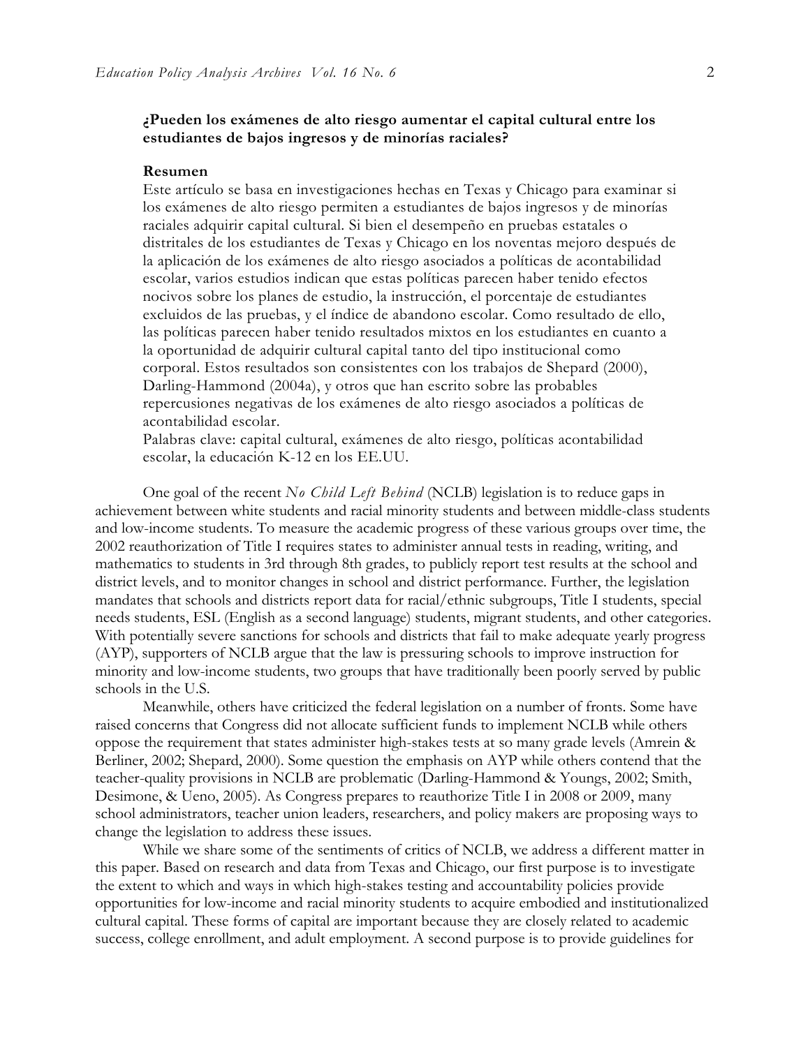**¿Pueden los exámenes de alto riesgo aumentar el capital cultural entre los estudiantes de bajos ingresos y de minorías raciales?**

**Resumen**

Este artículo se basa en investigaciones hechas en Texas y Chicago para examinar si los exámenes de alto riesgo permiten a estudiantes de bajos ingresos y de minorías raciales adquirir capital cultural. Si bien el desempeño en pruebas estatales o distritales de los estudiantes de Texas y Chicago en los noventas mejoro después de la aplicación de los exámenes de alto riesgo asociados a políticas de acontabilidad escolar, varios estudios indican que estas políticas parecen haber tenido efectos nocivos sobre los planes de estudio, la instrucción, el porcentaje de estudiantes excluidos de las pruebas, y el índice de abandono escolar. Como resultado de ello, las políticas parecen haber tenido resultados mixtos en los estudiantes en cuanto a la oportunidad de adquirir cultural capital tanto del tipo institucional como corporal. Estos resultados son consistentes con los trabajos de Shepard (2000), Darling-Hammond (2004a), y otros que han escrito sobre las probables repercusiones negativas de los exámenes de alto riesgo asociados a políticas de acontabilidad escolar.

Palabras clave: capital cultural, exámenes de alto riesgo, políticas acontabilidad escolar, la educación K-12 en los EE.UU.

One goal of the recent *No Child Left Behind* (NCLB) legislation is to reduce gaps in achievement between white students and racial minority students and between middle-class students and low-income students. To measure the academic progress of these various groups over time, the 2002 reauthorization of Title I requires states to administer annual tests in reading, writing, and mathematics to students in 3rd through 8th grades, to publicly report test results at the school and district levels, and to monitor changes in school and district performance. Further, the legislation mandates that schools and districts report data for racial/ethnic subgroups, Title I students, special needs students, ESL (English as a second language) students, migrant students, and other categories. With potentially severe sanctions for schools and districts that fail to make adequate yearly progress (AYP), supporters of NCLB argue that the law is pressuring schools to improve instruction for minority and low-income students, two groups that have traditionally been poorly served by public schools in the U.S.

Meanwhile, others have criticized the federal legislation on a number of fronts. Some have raised concerns that Congress did not allocate sufficient funds to implement NCLB while others oppose the requirement that states administer high-stakes tests at so many grade levels (Amrein & Berliner, 2002; Shepard, 2000). Some question the emphasis on AYP while others contend that the teacher-quality provisions in NCLB are problematic (Darling-Hammond & Youngs, 2002; Smith, Desimone, & Ueno, 2005). As Congress prepares to reauthorize Title I in 2008 or 2009, many school administrators, teacher union leaders, researchers, and policy makers are proposing ways to change the legislation to address these issues.

While we share some of the sentiments of critics of NCLB, we address a different matter in this paper. Based on research and data from Texas and Chicago, our first purpose is to investigate the extent to which and ways in which high-stakes testing and accountability policies provide opportunities for low-income and racial minority students to acquire embodied and institutionalized cultural capital. These forms of capital are important because they are closely related to academic success, college enrollment, and adult employment. A second purpose is to provide guidelines for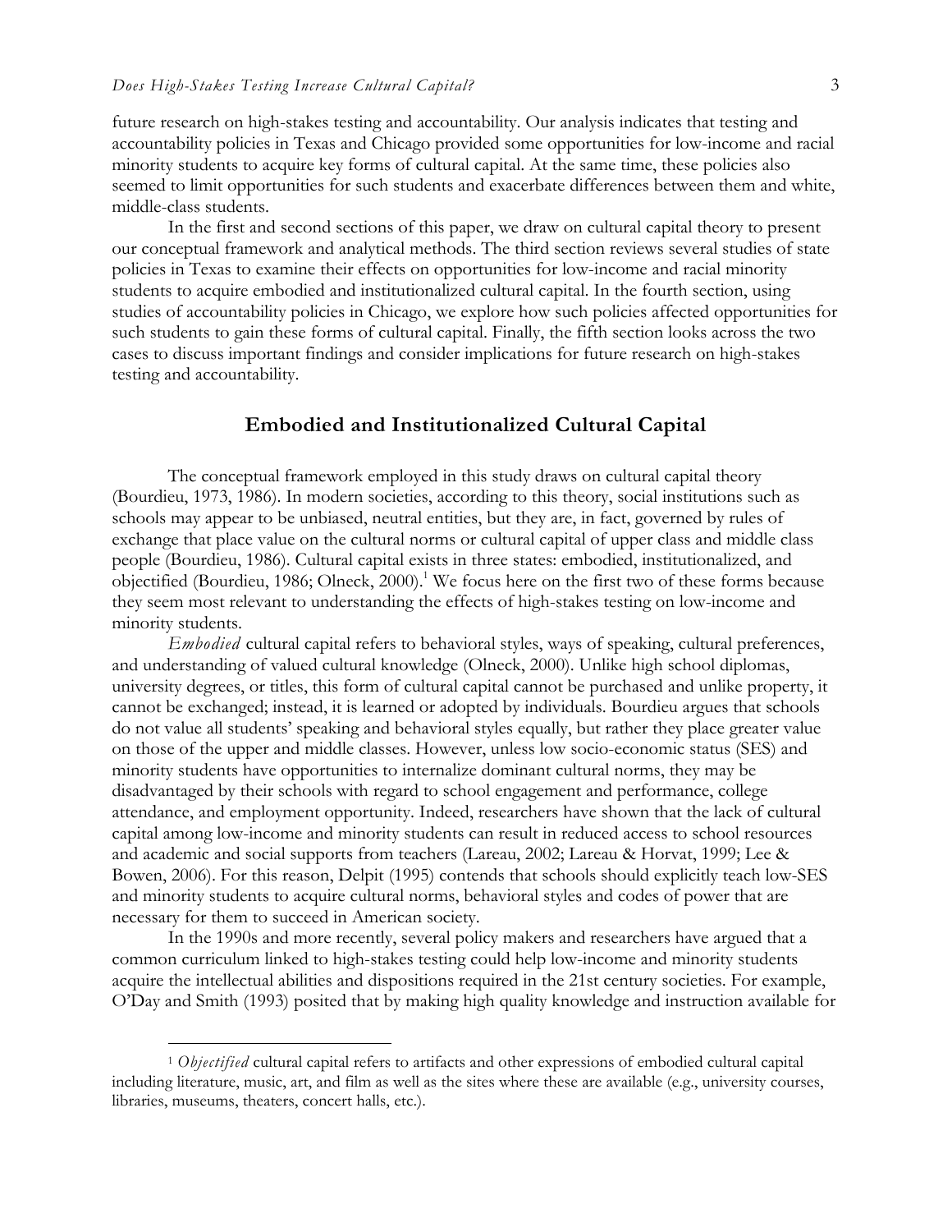future research on high-stakes testing and accountability. Our analysis indicates that testing and accountability policies in Texas and Chicago provided some opportunities for low-income and racial minority students to acquire key forms of cultural capital. At the same time, these policies also seemed to limit opportunities for such students and exacerbate differences between them and white, middle-class students.

In the first and second sections of this paper, we draw on cultural capital theory to present our conceptual framework and analytical methods. The third section reviews several studies of state policies in Texas to examine their effects on opportunities for low-income and racial minority students to acquire embodied and institutionalized cultural capital. In the fourth section, using studies of accountability policies in Chicago, we explore how such policies affected opportunities for such students to gain these forms of cultural capital. Finally, the fifth section looks across the two cases to discuss important findings and consider implications for future research on high-stakes testing and accountability.

## Embodied and Institutionalized Cultural Capital

The conceptual framework employed in this study draws on cultural capital theory (Bourdieu, 1973, 1986). In modern societies, according to this theory, social institutions such as schools may appear to be unbiased, neutral entities, but they are, in fact, governed by rules of exchange that place value on the cultural norms or cultural capital of upper class and middle class people (Bourdieu, 1986). Cultural capital exists in three states: embodied, institutionalized, and objectified (Bourdieu, 1986; Olneck, 2000).[1] We focus here on the first two of these forms because they seem most relevant to understanding the effects of high-stakes testing on low-income and minority students.

*Embodied* cultural capital refers to behavioral styles, ways of speaking, cultural preferences, and understanding of valued cultural knowledge (Olneck, 2000). Unlike high school diplomas, university degrees, or titles, this form of cultural capital cannot be purchased and unlike property, it cannot be exchanged; instead, it is learned or adopted by individuals. Bourdieu argues that schools do not value all students' speaking and behavioral styles equally, but rather they place greater value on those of the upper and middle classes. However, unless low socio-economic status (SES) and minority students have opportunities to internalize dominant cultural norms, they may be disadvantaged by their schools with regard to school engagement and performance, college attendance, and employment opportunity. Indeed, researchers have shown that the lack of cultural capital among low-income and minority students can result in reduced access to school resources and academic and social supports from teachers (Lareau, 2002; Lareau & Horvat, 1999; Lee & Bowen, 2006). For this reason, Delpit (1995) contends that schools should explicitly teach low-SES and minority students to acquire cultural norms, behavioral styles and codes of power that are necessary for them to succeed in American society.

In the 1990s and more recently, several policy makers and researchers have argued that a common curriculum linked to high-stakes testing could help low-income and minority students acquire the intellectual abilities and dispositions required in the 21st century societies. For example, O'Day and Smith (1993) posited that by making high quality knowledge and instruction available for

[1] *Objectified* cultural capital refers to artifacts and other expressions of embodied cultural capital including literature, music, art, and film as well as the sites where these are available (e.g., university courses, libraries, museums, theaters, concert halls, etc.).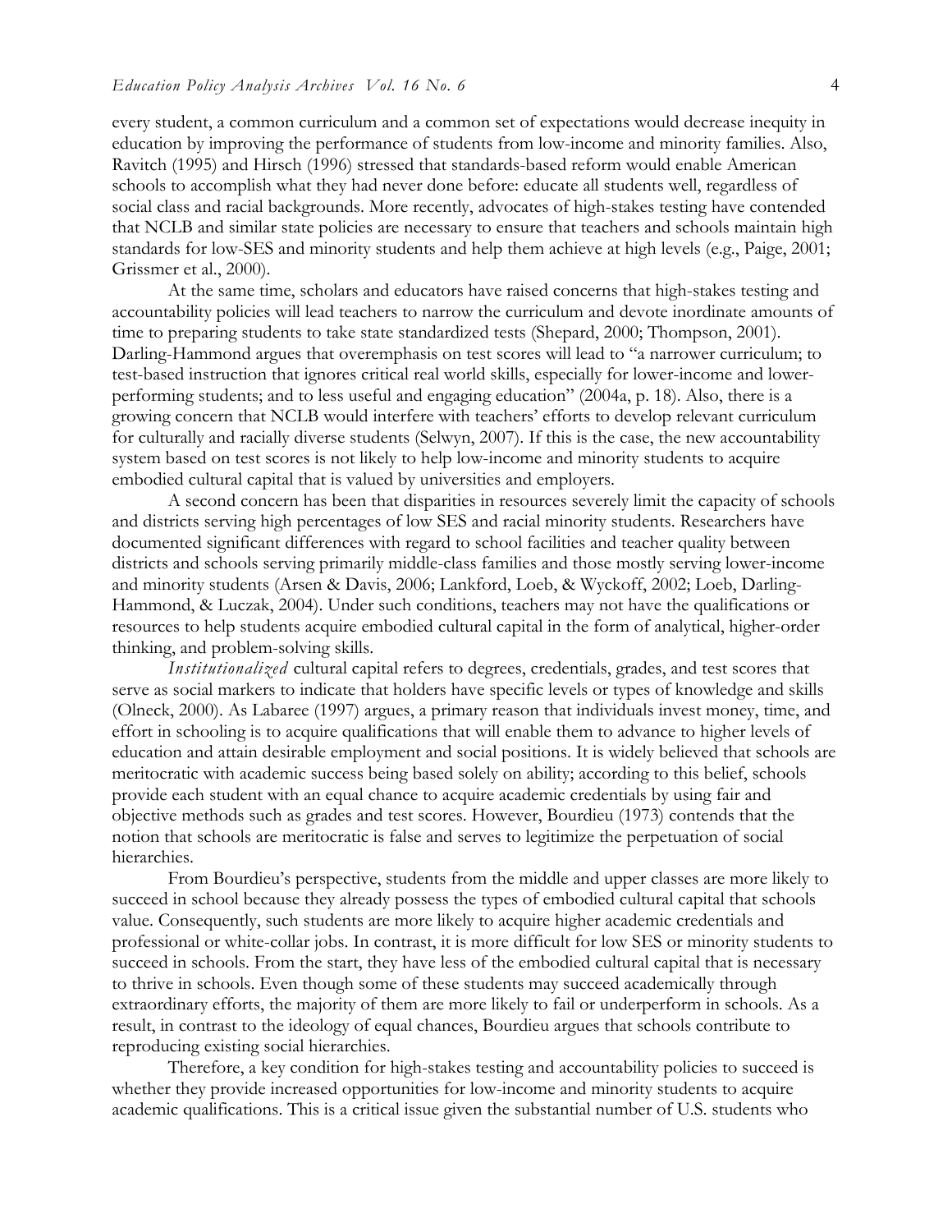every student, a common curriculum and a common set of expectations would decrease inequity in education by improving the performance of students from low-income and minority families. Also, Ravitch (1995) and Hirsch (1996) stressed that standards-based reform would enable American schools to accomplish what they had never done before: educate all students well, regardless of social class and racial backgrounds. More recently, advocates of high-stakes testing have contended that NCLB and similar state policies are necessary to ensure that teachers and schools maintain high standards for low-SES and minority students and help them achieve at high levels (e.g., Paige, 2001; Grissmer et al., 2000).

At the same time, scholars and educators have raised concerns that high-stakes testing and accountability policies will lead teachers to narrow the curriculum and devote inordinate amounts of time to preparing students to take state standardized tests (Shepard, 2000; Thompson, 2001). Darling-Hammond argues that overemphasis on test scores will lead to "a narrower curriculum; to test-based instruction that ignores critical real world skills, especially for lower-income and lower-performing students; and to less useful and engaging education" (2004a, p. 18). Also, there is a growing concern that NCLB would interfere with teachers' efforts to develop relevant curriculum for culturally and racially diverse students (Selwyn, 2007). If this is the case, the new accountability system based on test scores is not likely to help low-income and minority students to acquire embodied cultural capital that is valued by universities and employers.

A second concern has been that disparities in resources severely limit the capacity of schools and districts serving high percentages of low SES and racial minority students. Researchers have documented significant differences with regard to school facilities and teacher quality between districts and schools serving primarily middle-class families and those mostly serving lower-income and minority students (Arsen & Davis, 2006; Lankford, Loeb, & Wyckoff, 2002; Loeb, Darling-Hammond, & Luczak, 2004). Under such conditions, teachers may not have the qualifications or resources to help students acquire embodied cultural capital in the form of analytical, higher-order thinking, and problem-solving skills.

*Institutionalized* cultural capital refers to degrees, credentials, grades, and test scores that serve as social markers to indicate that holders have specific levels or types of knowledge and skills (Olneck, 2000). As Labaree (1997) argues, a primary reason that individuals invest money, time, and effort in schooling is to acquire qualifications that will enable them to advance to higher levels of education and attain desirable employment and social positions. It is widely believed that schools are meritocratic with academic success being based solely on ability; according to this belief, schools provide each student with an equal chance to acquire academic credentials by using fair and objective methods such as grades and test scores. However, Bourdieu (1973) contends that the notion that schools are meritocratic is false and serves to legitimize the perpetuation of social hierarchies.

From Bourdieu's perspective, students from the middle and upper classes are more likely to succeed in school because they already possess the types of embodied cultural capital that schools value. Consequently, such students are more likely to acquire higher academic credentials and professional or white-collar jobs. In contrast, it is more difficult for low SES or minority students to succeed in schools. From the start, they have less of the embodied cultural capital that is necessary to thrive in schools. Even though some of these students may succeed academically through extraordinary efforts, the majority of them are more likely to fail or underperform in schools. As a result, in contrast to the ideology of equal chances, Bourdieu argues that schools contribute to reproducing existing social hierarchies.

Therefore, a key condition for high-stakes testing and accountability policies to succeed is whether they provide increased opportunities for low-income and minority students to acquire academic qualifications. This is a critical issue given the substantial number of U.S. students who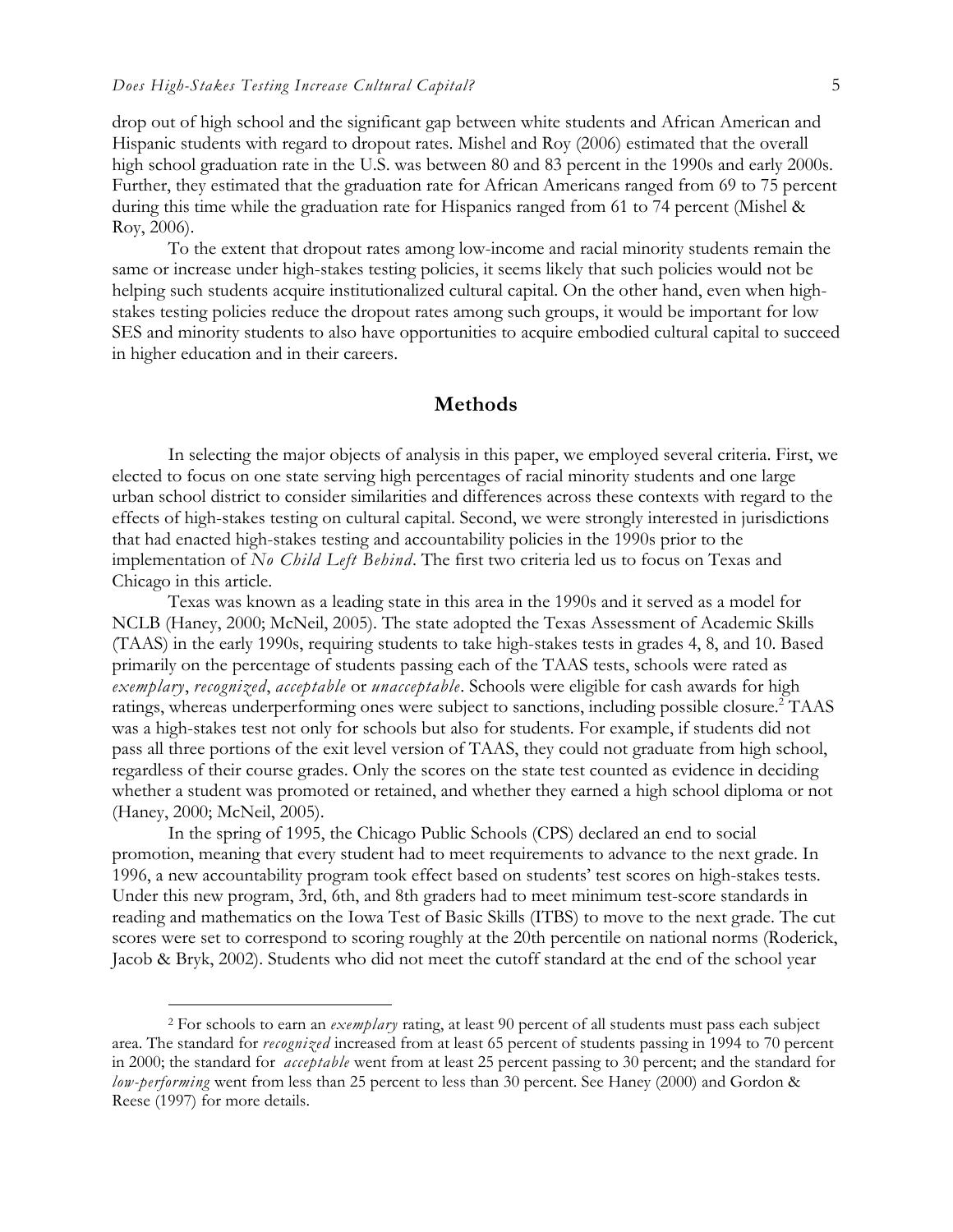drop out of high school and the significant gap between white students and African American and Hispanic students with regard to dropout rates. Mishel and Roy (2006) estimated that the overall high school graduation rate in the U.S. was between 80 and 83 percent in the 1990s and early 2000s. Further, they estimated that the graduation rate for African Americans ranged from 69 to 75 percent during this time while the graduation rate for Hispanics ranged from 61 to 74 percent (Mishel & Roy, 2006).

To the extent that dropout rates among low-income and racial minority students remain the same or increase under high-stakes testing policies, it seems likely that such policies would not be helping such students acquire institutionalized cultural capital. On the other hand, even when high-stakes testing policies reduce the dropout rates among such groups, it would be important for low SES and minority students to also have opportunities to acquire embodied cultural capital to succeed in higher education and in their careers.

## Methods

In selecting the major objects of analysis in this paper, we employed several criteria. First, we elected to focus on one state serving high percentages of racial minority students and one large urban school district to consider similarities and differences across these contexts with regard to the effects of high-stakes testing on cultural capital. Second, we were strongly interested in jurisdictions that had enacted high-stakes testing and accountability policies in the 1990s prior to the implementation of *No Child Left Behind*. The first two criteria led us to focus on Texas and Chicago in this article.

Texas was known as a leading state in this area in the 1990s and it served as a model for NCLB (Haney, 2000; McNeil, 2005). The state adopted the Texas Assessment of Academic Skills (TAAS) in the early 1990s, requiring students to take high-stakes tests in grades 4, 8, and 10. Based primarily on the percentage of students passing each of the TAAS tests, schools were rated as *exemplary*, *recognized*, *acceptable* or *unacceptable*. Schools were eligible for cash awards for high ratings, whereas underperforming ones were subject to sanctions, including possible closure.[2] TAAS was a high-stakes test not only for schools but also for students. For example, if students did not pass all three portions of the exit level version of TAAS, they could not graduate from high school, regardless of their course grades. Only the scores on the state test counted as evidence in deciding whether a student was promoted or retained, and whether they earned a high school diploma or not (Haney, 2000; McNeil, 2005).

In the spring of 1995, the Chicago Public Schools (CPS) declared an end to social promotion, meaning that every student had to meet requirements to advance to the next grade. In 1996, a new accountability program took effect based on students' test scores on high-stakes tests. Under this new program, 3rd, 6th, and 8th graders had to meet minimum test-score standards in reading and mathematics on the Iowa Test of Basic Skills (ITBS) to move to the next grade. The cut scores were set to correspond to scoring roughly at the 20th percentile on national norms (Roderick, Jacob & Bryk, 2002). Students who did not meet the cutoff standard at the end of the school year

---

[2] For schools to earn an *exemplary* rating, at least 90 percent of all students must pass each subject area. The standard for *recognized* increased from at least 65 percent of students passing in 1994 to 70 percent in 2000; the standard for *acceptable* went from at least 25 percent passing to 30 percent; and the standard for *low-performing* went from less than 25 percent to less than 30 percent. See Haney (2000) and Gordon & Reese (1997) for more details.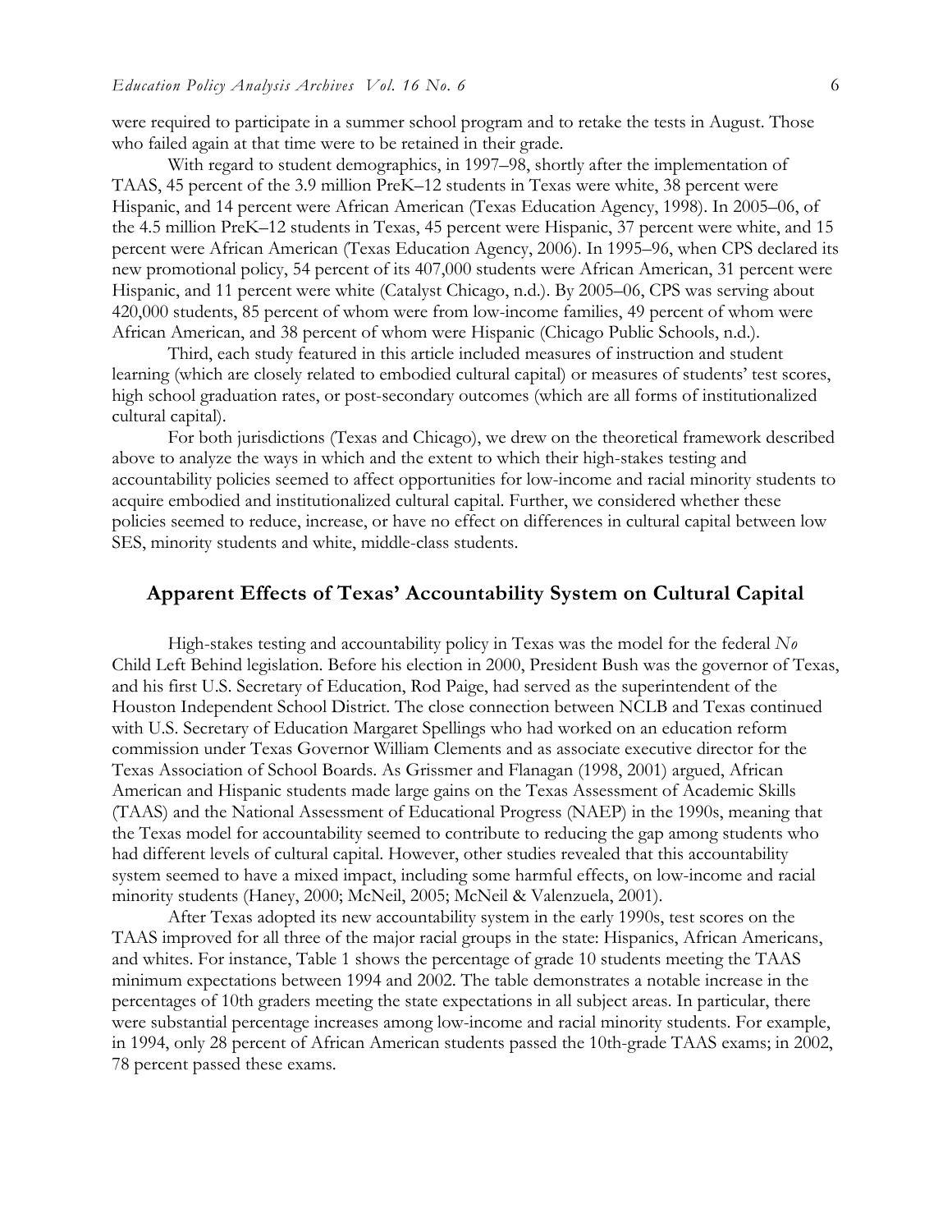were required to participate in a summer school program and to retake the tests in August. Those who failed again at that time were to be retained in their grade.

With regard to student demographics, in 1997–98, shortly after the implementation of TAAS, 45 percent of the 3.9 million PreK–12 students in Texas were white, 38 percent were Hispanic, and 14 percent were African American (Texas Education Agency, 1998). In 2005–06, of the 4.5 million PreK–12 students in Texas, 45 percent were Hispanic, 37 percent were white, and 15 percent were African American (Texas Education Agency, 2006). In 1995–96, when CPS declared its new promotional policy, 54 percent of its 407,000 students were African American, 31 percent were Hispanic, and 11 percent were white (Catalyst Chicago, n.d.). By 2005–06, CPS was serving about 420,000 students, 85 percent of whom were from low-income families, 49 percent of whom were African American, and 38 percent of whom were Hispanic (Chicago Public Schools, n.d.).

Third, each study featured in this article included measures of instruction and student learning (which are closely related to embodied cultural capital) or measures of students' test scores, high school graduation rates, or post-secondary outcomes (which are all forms of institutionalized cultural capital).

For both jurisdictions (Texas and Chicago), we drew on the theoretical framework described above to analyze the ways in which and the extent to which their high-stakes testing and accountability policies seemed to affect opportunities for low-income and racial minority students to acquire embodied and institutionalized cultural capital. Further, we considered whether these policies seemed to reduce, increase, or have no effect on differences in cultural capital between low SES, minority students and white, middle-class students.

## Apparent Effects of Texas' Accountability System on Cultural Capital

High-stakes testing and accountability policy in Texas was the model for the federal *No* Child Left Behind legislation. Before his election in 2000, President Bush was the governor of Texas, and his first U.S. Secretary of Education, Rod Paige, had served as the superintendent of the Houston Independent School District. The close connection between NCLB and Texas continued with U.S. Secretary of Education Margaret Spellings who had worked on an education reform commission under Texas Governor William Clements and as associate executive director for the Texas Association of School Boards. As Grissmer and Flanagan (1998, 2001) argued, African American and Hispanic students made large gains on the Texas Assessment of Academic Skills (TAAS) and the National Assessment of Educational Progress (NAEP) in the 1990s, meaning that the Texas model for accountability seemed to contribute to reducing the gap among students who had different levels of cultural capital. However, other studies revealed that this accountability system seemed to have a mixed impact, including some harmful effects, on low-income and racial minority students (Haney, 2000; McNeil, 2005; McNeil & Valenzuela, 2001).

After Texas adopted its new accountability system in the early 1990s, test scores on the TAAS improved for all three of the major racial groups in the state: Hispanics, African Americans, and whites. For instance, Table 1 shows the percentage of grade 10 students meeting the TAAS minimum expectations between 1994 and 2002. The table demonstrates a notable increase in the percentages of 10th graders meeting the state expectations in all subject areas. In particular, there were substantial percentage increases among low-income and racial minority students. For example, in 1994, only 28 percent of African American students passed the 10th-grade TAAS exams; in 2002, 78 percent passed these exams.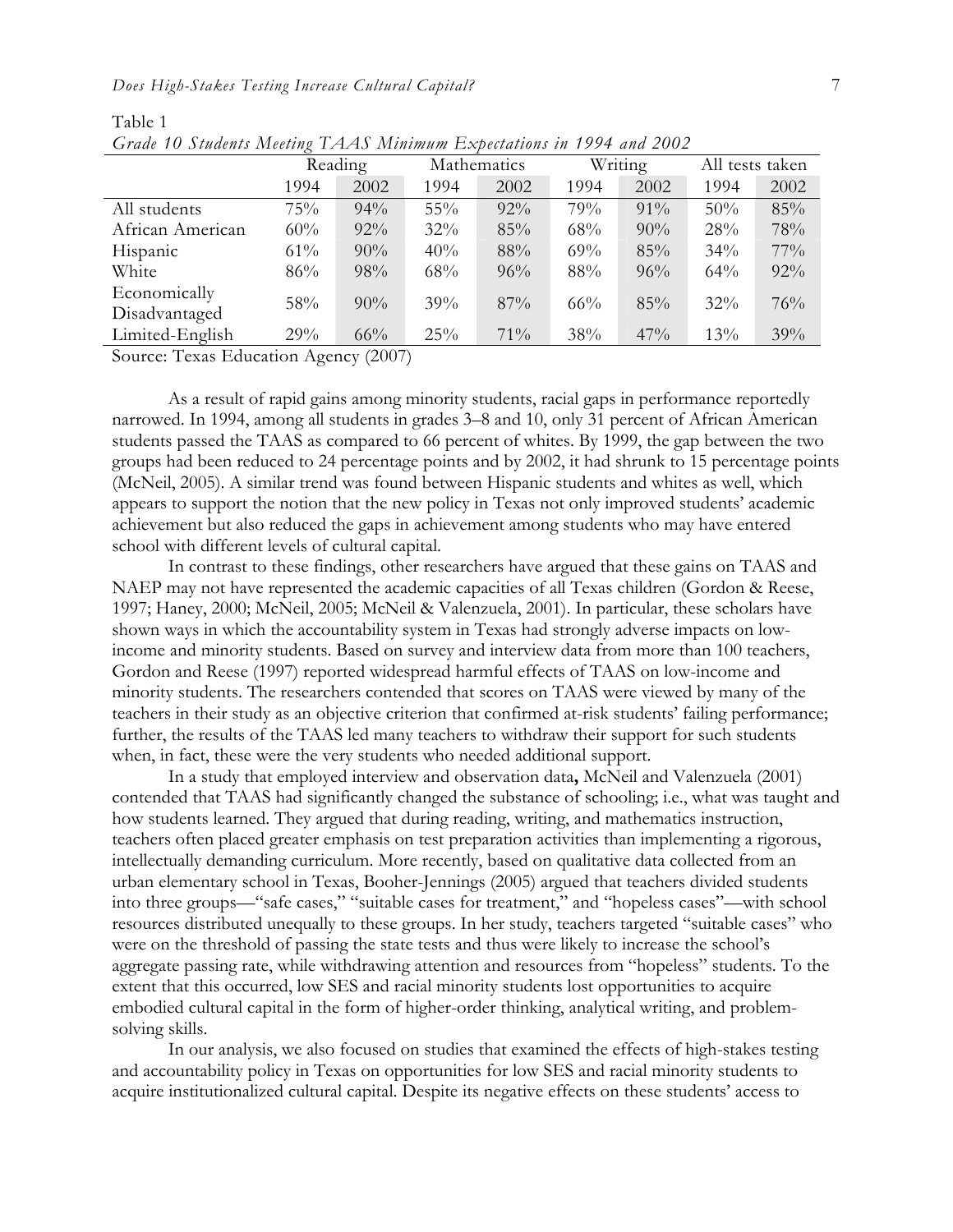Table 1
*Grade 10 Students Meeting TAAS Minimum Expectations in 1994 and 2002*

| | Reading | | Mathematics | | Writing | | All tests taken | |
|---|---|---|---|---|---|---|---|---|
| | 1994 | 2002 | 1994 | 2002 | 1994 | 2002 | 1994 | 2002 |
| All students | 75% | 94% | 55% | 92% | 79% | 91% | 50% | 85% |
| African American | 60% | 92% | 32% | 85% | 68% | 90% | 28% | 78% |
| Hispanic | 61% | 90% | 40% | 88% | 69% | 85% | 34% | 77% |
| White | 86% | 98% | 68% | 96% | 88% | 96% | 64% | 92% |
| Economically Disadvantaged | 58% | 90% | 39% | 87% | 66% | 85% | 32% | 76% |
| Limited-English | 29% | 66% | 25% | 71% | 38% | 47% | 13% | 39% |

Source: Texas Education Agency (2007)

As a result of rapid gains among minority students, racial gaps in performance reportedly narrowed. In 1994, among all students in grades 3–8 and 10, only 31 percent of African American students passed the TAAS as compared to 66 percent of whites. By 1999, the gap between the two groups had been reduced to 24 percentage points and by 2002, it had shrunk to 15 percentage points (McNeil, 2005). A similar trend was found between Hispanic students and whites as well, which appears to support the notion that the new policy in Texas not only improved students' academic achievement but also reduced the gaps in achievement among students who may have entered school with different levels of cultural capital.

In contrast to these findings, other researchers have argued that these gains on TAAS and NAEP may not have represented the academic capacities of all Texas children (Gordon & Reese, 1997; Haney, 2000; McNeil, 2005; McNeil & Valenzuela, 2001). In particular, these scholars have shown ways in which the accountability system in Texas had strongly adverse impacts on low-income and minority students. Based on survey and interview data from more than 100 teachers, Gordon and Reese (1997) reported widespread harmful effects of TAAS on low-income and minority students. The researchers contended that scores on TAAS were viewed by many of the teachers in their study as an objective criterion that confirmed at-risk students' failing performance; further, the results of the TAAS led many teachers to withdraw their support for such students when, in fact, these were the very students who needed additional support.

In a study that employed interview and observation data**,** McNeil and Valenzuela (2001) contended that TAAS had significantly changed the substance of schooling; i.e., what was taught and how students learned. They argued that during reading, writing, and mathematics instruction, teachers often placed greater emphasis on test preparation activities than implementing a rigorous, intellectually demanding curriculum. More recently, based on qualitative data collected from an urban elementary school in Texas, Booher-Jennings (2005) argued that teachers divided students into three groups—"safe cases," "suitable cases for treatment," and "hopeless cases"—with school resources distributed unequally to these groups. In her study, teachers targeted "suitable cases" who were on the threshold of passing the state tests and thus were likely to increase the school's aggregate passing rate, while withdrawing attention and resources from "hopeless" students. To the extent that this occurred, low SES and racial minority students lost opportunities to acquire embodied cultural capital in the form of higher-order thinking, analytical writing, and problem-solving skills.

In our analysis, we also focused on studies that examined the effects of high-stakes testing and accountability policy in Texas on opportunities for low SES and racial minority students to acquire institutionalized cultural capital. Despite its negative effects on these students' access to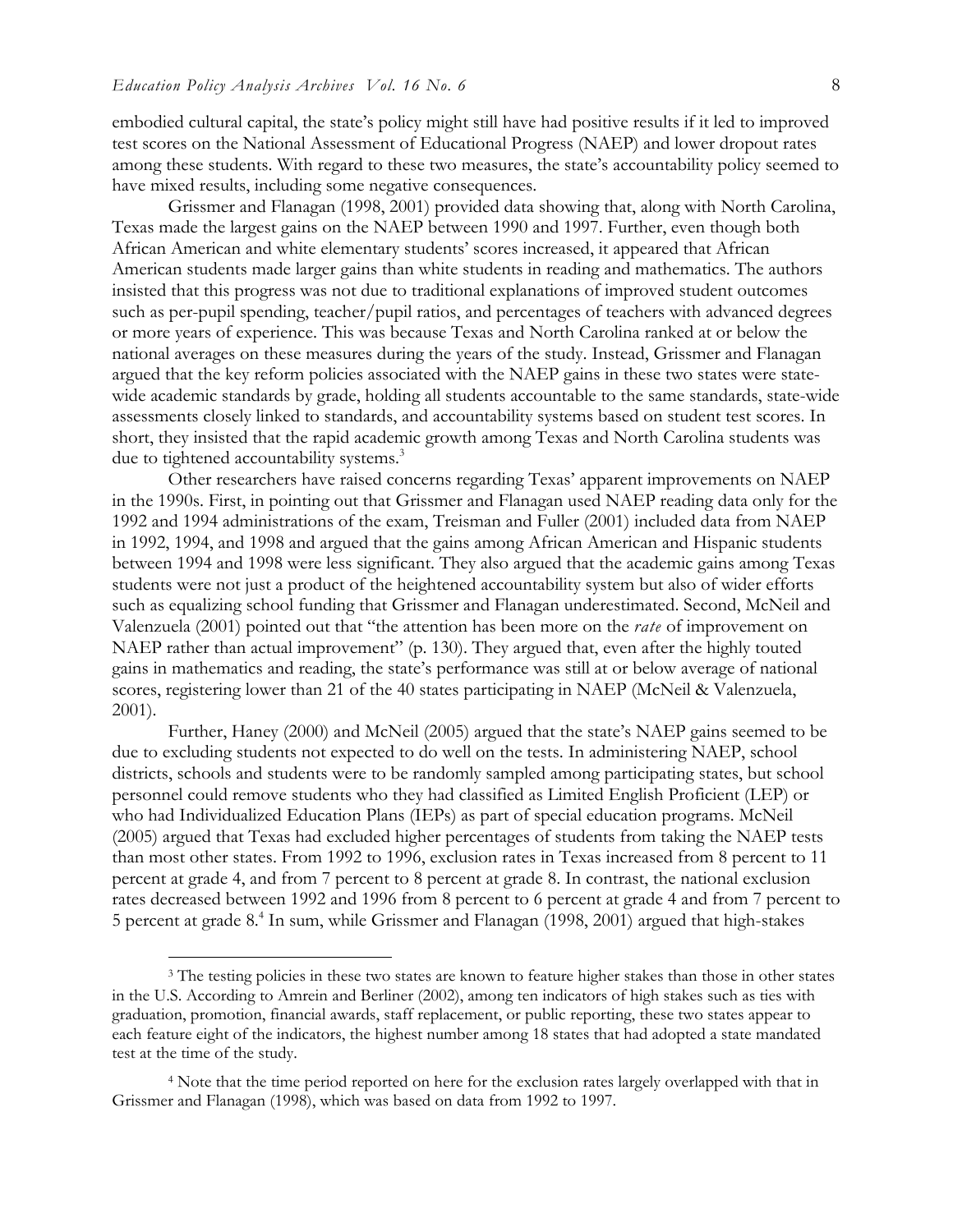embodied cultural capital, the state's policy might still have had positive results if it led to improved test scores on the National Assessment of Educational Progress (NAEP) and lower dropout rates among these students. With regard to these two measures, the state's accountability policy seemed to have mixed results, including some negative consequences.

Grissmer and Flanagan (1998, 2001) provided data showing that, along with North Carolina, Texas made the largest gains on the NAEP between 1990 and 1997. Further, even though both African American and white elementary students' scores increased, it appeared that African American students made larger gains than white students in reading and mathematics. The authors insisted that this progress was not due to traditional explanations of improved student outcomes such as per-pupil spending, teacher/pupil ratios, and percentages of teachers with advanced degrees or more years of experience. This was because Texas and North Carolina ranked at or below the national averages on these measures during the years of the study. Instead, Grissmer and Flanagan argued that the key reform policies associated with the NAEP gains in these two states were state-wide academic standards by grade, holding all students accountable to the same standards, state-wide assessments closely linked to standards, and accountability systems based on student test scores. In short, they insisted that the rapid academic growth among Texas and North Carolina students was due to tightened accountability systems.[3]

Other researchers have raised concerns regarding Texas' apparent improvements on NAEP in the 1990s. First, in pointing out that Grissmer and Flanagan used NAEP reading data only for the 1992 and 1994 administrations of the exam, Treisman and Fuller (2001) included data from NAEP in 1992, 1994, and 1998 and argued that the gains among African American and Hispanic students between 1994 and 1998 were less significant. They also argued that the academic gains among Texas students were not just a product of the heightened accountability system but also of wider efforts such as equalizing school funding that Grissmer and Flanagan underestimated. Second, McNeil and Valenzuela (2001) pointed out that "the attention has been more on the *rate* of improvement on NAEP rather than actual improvement" (p. 130). They argued that, even after the highly touted gains in mathematics and reading, the state's performance was still at or below average of national scores, registering lower than 21 of the 40 states participating in NAEP (McNeil & Valenzuela, 2001).

Further, Haney (2000) and McNeil (2005) argued that the state's NAEP gains seemed to be due to excluding students not expected to do well on the tests. In administering NAEP, school districts, schools and students were to be randomly sampled among participating states, but school personnel could remove students who they had classified as Limited English Proficient (LEP) or who had Individualized Education Plans (IEPs) as part of special education programs. McNeil (2005) argued that Texas had excluded higher percentages of students from taking the NAEP tests than most other states. From 1992 to 1996, exclusion rates in Texas increased from 8 percent to 11 percent at grade 4, and from 7 percent to 8 percent at grade 8. In contrast, the national exclusion rates decreased between 1992 and 1996 from 8 percent to 6 percent at grade 4 and from 7 percent to 5 percent at grade 8.[4] In sum, while Grissmer and Flanagan (1998, 2001) argued that high-stakes

---

[3] The testing policies in these two states are known to feature higher stakes than those in other states in the U.S. According to Amrein and Berliner (2002), among ten indicators of high stakes such as ties with graduation, promotion, financial awards, staff replacement, or public reporting, these two states appear to each feature eight of the indicators, the highest number among 18 states that had adopted a state mandated test at the time of the study.

[4] Note that the time period reported on here for the exclusion rates largely overlapped with that in Grissmer and Flanagan (1998), which was based on data from 1992 to 1997.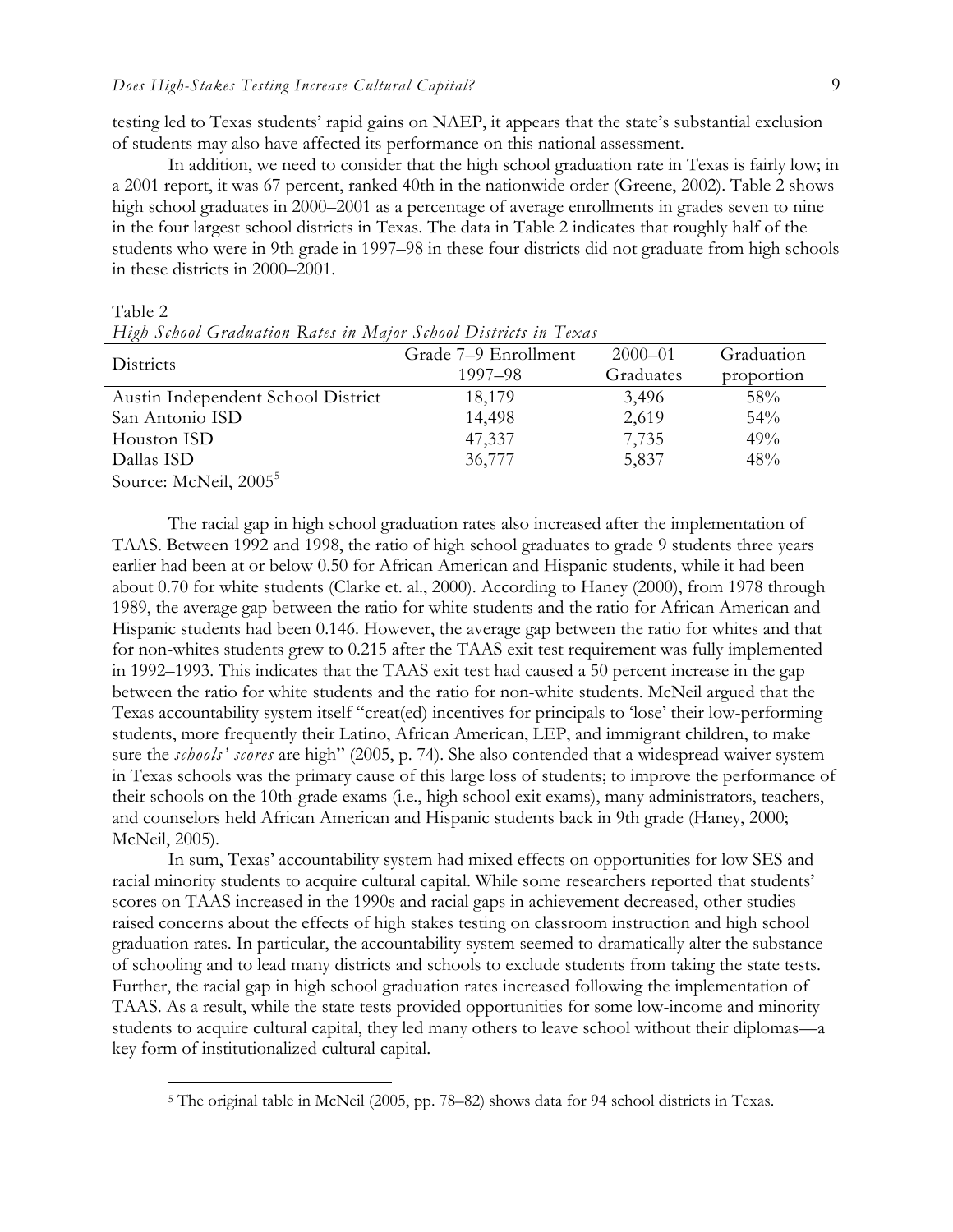testing led to Texas students' rapid gains on NAEP, it appears that the state's substantial exclusion of students may also have affected its performance on this national assessment.

In addition, we need to consider that the high school graduation rate in Texas is fairly low; in a 2001 report, it was 67 percent, ranked 40th in the nationwide order (Greene, 2002). Table 2 shows high school graduates in 2000–2001 as a percentage of average enrollments in grades seven to nine in the four largest school districts in Texas. The data in Table 2 indicates that roughly half of the students who were in 9th grade in 1997–98 in these four districts did not graduate from high schools in these districts in 2000–2001.

Table 2
*High School Graduation Rates in Major School Districts in Texas*

| Districts | Grade 7–9 Enrollment 1997–98 | 2000–01 Graduates | Graduation proportion |
|---|---|---|---|
| Austin Independent School District | 18,179 | 3,496 | 58% |
| San Antonio ISD | 14,498 | 2,619 | 54% |
| Houston ISD | 47,337 | 7,735 | 49% |
| Dallas ISD | 36,777 | 5,837 | 48% |

Source: McNeil, 2005[5]

The racial gap in high school graduation rates also increased after the implementation of TAAS. Between 1992 and 1998, the ratio of high school graduates to grade 9 students three years earlier had been at or below 0.50 for African American and Hispanic students, while it had been about 0.70 for white students (Clarke et. al., 2000). According to Haney (2000), from 1978 through 1989, the average gap between the ratio for white students and the ratio for African American and Hispanic students had been 0.146. However, the average gap between the ratio for whites and that for non-whites students grew to 0.215 after the TAAS exit test requirement was fully implemented in 1992–1993. This indicates that the TAAS exit test had caused a 50 percent increase in the gap between the ratio for white students and the ratio for non-white students. McNeil argued that the Texas accountability system itself "creat(ed) incentives for principals to 'lose' their low-performing students, more frequently their Latino, African American, LEP, and immigrant children, to make sure the *schools' scores* are high" (2005, p. 74). She also contended that a widespread waiver system in Texas schools was the primary cause of this large loss of students; to improve the performance of their schools on the 10th-grade exams (i.e., high school exit exams), many administrators, teachers, and counselors held African American and Hispanic students back in 9th grade (Haney, 2000; McNeil, 2005).

In sum, Texas' accountability system had mixed effects on opportunities for low SES and racial minority students to acquire cultural capital. While some researchers reported that students' scores on TAAS increased in the 1990s and racial gaps in achievement decreased, other studies raised concerns about the effects of high stakes testing on classroom instruction and high school graduation rates. In particular, the accountability system seemed to dramatically alter the substance of schooling and to lead many districts and schools to exclude students from taking the state tests. Further, the racial gap in high school graduation rates increased following the implementation of TAAS. As a result, while the state tests provided opportunities for some low-income and minority students to acquire cultural capital, they led many others to leave school without their diplomas—a key form of institutionalized cultural capital.

[5] The original table in McNeil (2005, pp. 78–82) shows data for 94 school districts in Texas.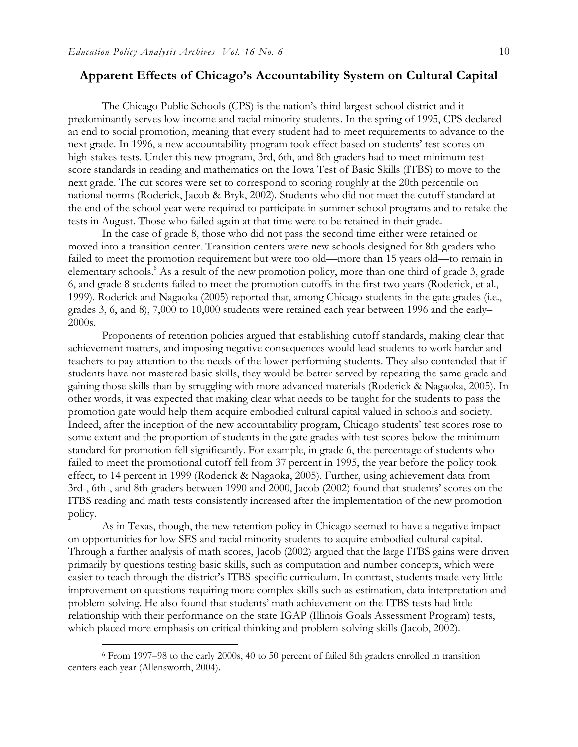## Apparent Effects of Chicago's Accountability System on Cultural Capital

The Chicago Public Schools (CPS) is the nation's third largest school district and it predominantly serves low-income and racial minority students. In the spring of 1995, CPS declared an end to social promotion, meaning that every student had to meet requirements to advance to the next grade. In 1996, a new accountability program took effect based on students' test scores on high-stakes tests. Under this new program, 3rd, 6th, and 8th graders had to meet minimum test-score standards in reading and mathematics on the Iowa Test of Basic Skills (ITBS) to move to the next grade. The cut scores were set to correspond to scoring roughly at the 20th percentile on national norms (Roderick, Jacob & Bryk, 2002). Students who did not meet the cutoff standard at the end of the school year were required to participate in summer school programs and to retake the tests in August. Those who failed again at that time were to be retained in their grade.

In the case of grade 8, those who did not pass the second time either were retained or moved into a transition center. Transition centers were new schools designed for 8th graders who failed to meet the promotion requirement but were too old—more than 15 years old—to remain in elementary schools.[6] As a result of the new promotion policy, more than one third of grade 3, grade 6, and grade 8 students failed to meet the promotion cutoffs in the first two years (Roderick, et al., 1999). Roderick and Nagaoka (2005) reported that, among Chicago students in the gate grades (i.e., grades 3, 6, and 8), 7,000 to 10,000 students were retained each year between 1996 and the early–2000s.

Proponents of retention policies argued that establishing cutoff standards, making clear that achievement matters, and imposing negative consequences would lead students to work harder and teachers to pay attention to the needs of the lower-performing students. They also contended that if students have not mastered basic skills, they would be better served by repeating the same grade and gaining those skills than by struggling with more advanced materials (Roderick & Nagaoka, 2005). In other words, it was expected that making clear what needs to be taught for the students to pass the promotion gate would help them acquire embodied cultural capital valued in schools and society. Indeed, after the inception of the new accountability program, Chicago students' test scores rose to some extent and the proportion of students in the gate grades with test scores below the minimum standard for promotion fell significantly. For example, in grade 6, the percentage of students who failed to meet the promotional cutoff fell from 37 percent in 1995, the year before the policy took effect, to 14 percent in 1999 (Roderick & Nagaoka, 2005). Further, using achievement data from 3rd-, 6th-, and 8th-graders between 1990 and 2000, Jacob (2002) found that students' scores on the ITBS reading and math tests consistently increased after the implementation of the new promotion policy.

As in Texas, though, the new retention policy in Chicago seemed to have a negative impact on opportunities for low SES and racial minority students to acquire embodied cultural capital. Through a further analysis of math scores, Jacob (2002) argued that the large ITBS gains were driven primarily by questions testing basic skills, such as computation and number concepts, which were easier to teach through the district's ITBS-specific curriculum. In contrast, students made very little improvement on questions requiring more complex skills such as estimation, data interpretation and problem solving. He also found that students' math achievement on the ITBS tests had little relationship with their performance on the state IGAP (Illinois Goals Assessment Program) tests, which placed more emphasis on critical thinking and problem-solving skills (Jacob, 2002).

---

[6] From 1997–98 to the early 2000s, 40 to 50 percent of failed 8th graders enrolled in transition centers each year (Allensworth, 2004).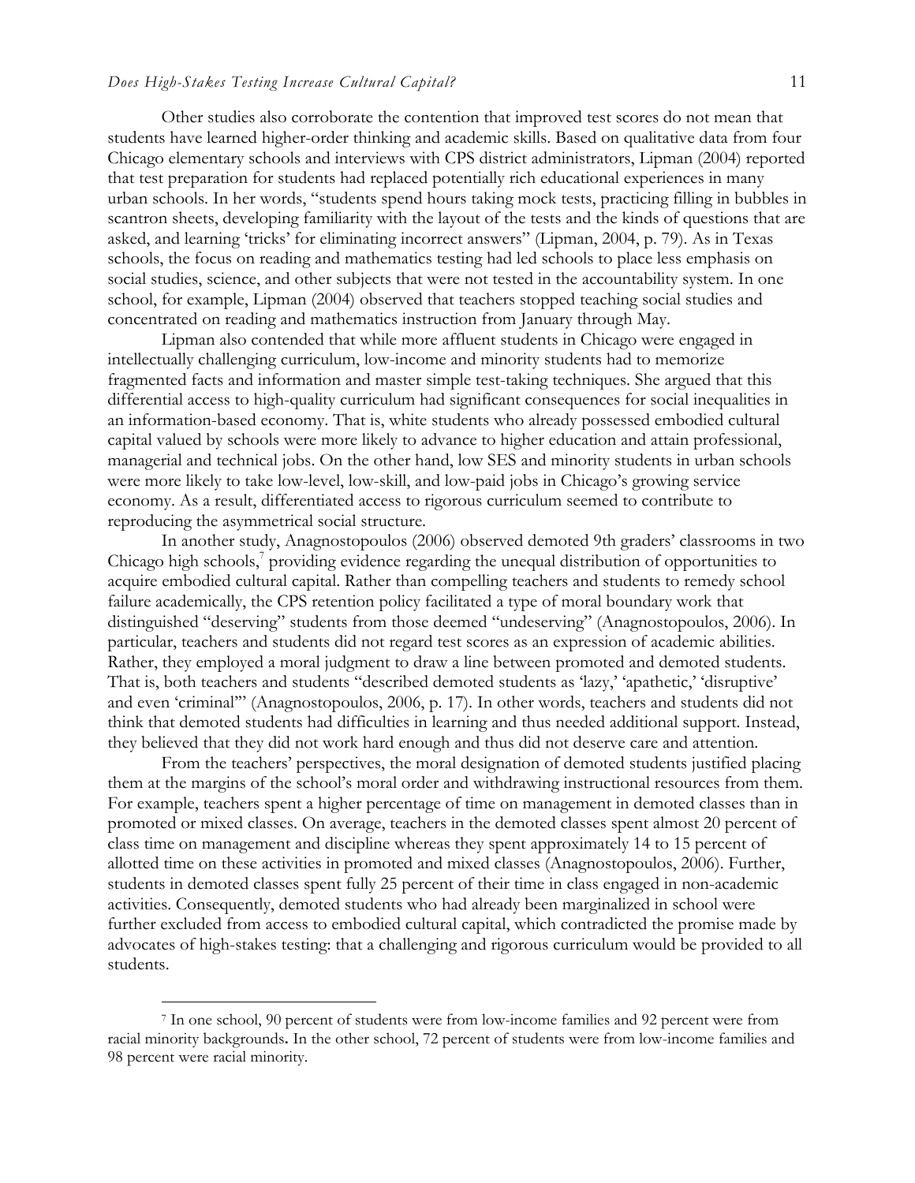Other studies also corroborate the contention that improved test scores do not mean that students have learned higher-order thinking and academic skills. Based on qualitative data from four Chicago elementary schools and interviews with CPS district administrators, Lipman (2004) reported that test preparation for students had replaced potentially rich educational experiences in many urban schools. In her words, "students spend hours taking mock tests, practicing filling in bubbles in scantron sheets, developing familiarity with the layout of the tests and the kinds of questions that are asked, and learning 'tricks' for eliminating incorrect answers" (Lipman, 2004, p. 79). As in Texas schools, the focus on reading and mathematics testing had led schools to place less emphasis on social studies, science, and other subjects that were not tested in the accountability system. In one school, for example, Lipman (2004) observed that teachers stopped teaching social studies and concentrated on reading and mathematics instruction from January through May.

Lipman also contended that while more affluent students in Chicago were engaged in intellectually challenging curriculum, low-income and minority students had to memorize fragmented facts and information and master simple test-taking techniques. She argued that this differential access to high-quality curriculum had significant consequences for social inequalities in an information-based economy. That is, white students who already possessed embodied cultural capital valued by schools were more likely to advance to higher education and attain professional, managerial and technical jobs. On the other hand, low SES and minority students in urban schools were more likely to take low-level, low-skill, and low-paid jobs in Chicago's growing service economy. As a result, differentiated access to rigorous curriculum seemed to contribute to reproducing the asymmetrical social structure.

In another study, Anagnostopoulos (2006) observed demoted 9th graders' classrooms in two Chicago high schools,[7] providing evidence regarding the unequal distribution of opportunities to acquire embodied cultural capital. Rather than compelling teachers and students to remedy school failure academically, the CPS retention policy facilitated a type of moral boundary work that distinguished "deserving" students from those deemed "undeserving" (Anagnostopoulos, 2006). In particular, teachers and students did not regard test scores as an expression of academic abilities. Rather, they employed a moral judgment to draw a line between promoted and demoted students. That is, both teachers and students "described demoted students as 'lazy,' 'apathetic,' 'disruptive' and even 'criminal'" (Anagnostopoulos, 2006, p. 17). In other words, teachers and students did not think that demoted students had difficulties in learning and thus needed additional support. Instead, they believed that they did not work hard enough and thus did not deserve care and attention.

From the teachers' perspectives, the moral designation of demoted students justified placing them at the margins of the school's moral order and withdrawing instructional resources from them. For example, teachers spent a higher percentage of time on management in demoted classes than in promoted or mixed classes. On average, teachers in the demoted classes spent almost 20 percent of class time on management and discipline whereas they spent approximately 14 to 15 percent of allotted time on these activities in promoted and mixed classes (Anagnostopoulos, 2006). Further, students in demoted classes spent fully 25 percent of their time in class engaged in non-academic activities. Consequently, demoted students who had already been marginalized in school were further excluded from access to embodied cultural capital, which contradicted the promise made by advocates of high-stakes testing: that a challenging and rigorous curriculum would be provided to all students.

---

[7] In one school, 90 percent of students were from low-income families and 92 percent were from racial minority backgrounds**.** In the other school, 72 percent of students were from low-income families and 98 percent were racial minority.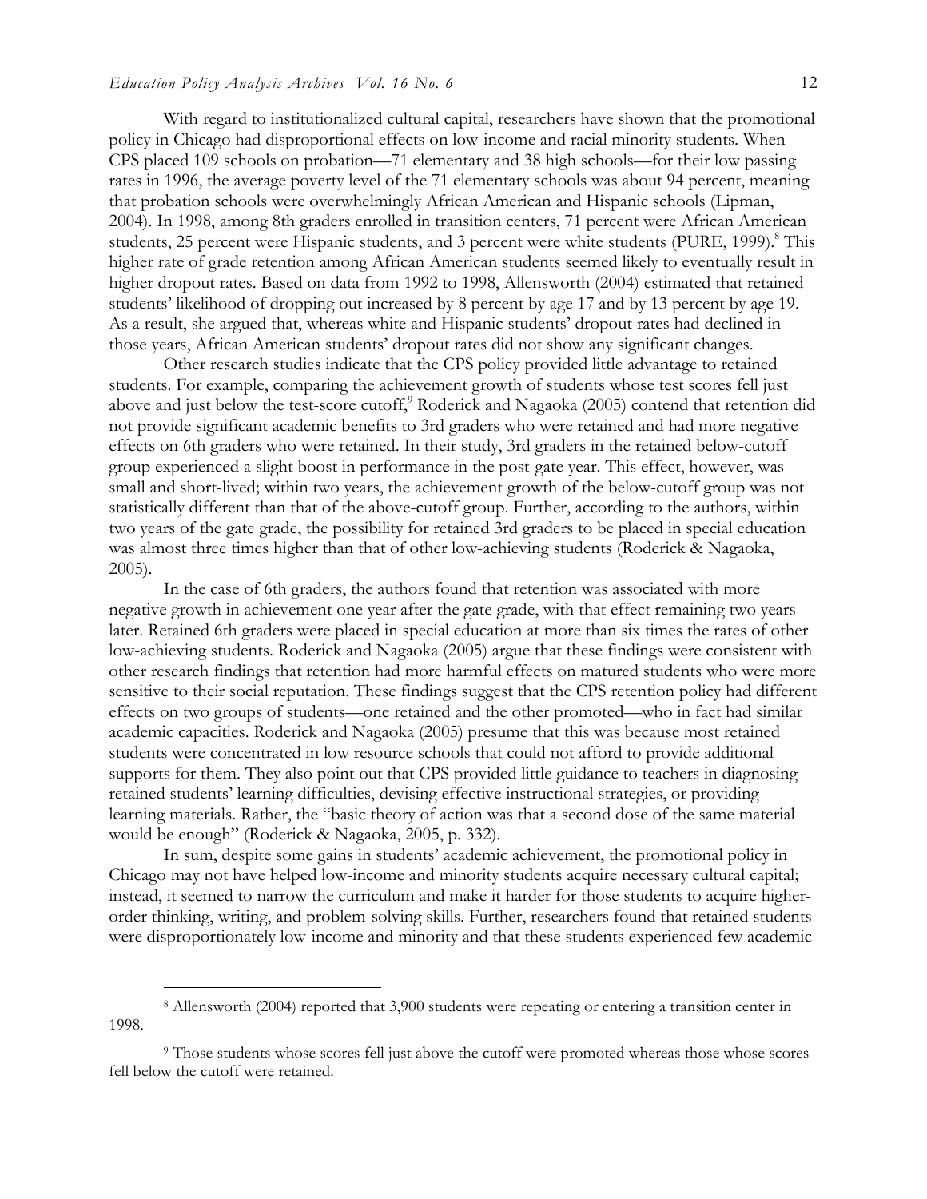With regard to institutionalized cultural capital, researchers have shown that the promotional policy in Chicago had disproportional effects on low-income and racial minority students. When CPS placed 109 schools on probation—71 elementary and 38 high schools—for their low passing rates in 1996, the average poverty level of the 71 elementary schools was about 94 percent, meaning that probation schools were overwhelmingly African American and Hispanic schools (Lipman, 2004). In 1998, among 8th graders enrolled in transition centers, 71 percent were African American students, 25 percent were Hispanic students, and 3 percent were white students (PURE, 1999).[8] This higher rate of grade retention among African American students seemed likely to eventually result in higher dropout rates. Based on data from 1992 to 1998, Allensworth (2004) estimated that retained students' likelihood of dropping out increased by 8 percent by age 17 and by 13 percent by age 19. As a result, she argued that, whereas white and Hispanic students' dropout rates had declined in those years, African American students' dropout rates did not show any significant changes.

Other research studies indicate that the CPS policy provided little advantage to retained students. For example, comparing the achievement growth of students whose test scores fell just above and just below the test-score cutoff,[9] Roderick and Nagaoka (2005) contend that retention did not provide significant academic benefits to 3rd graders who were retained and had more negative effects on 6th graders who were retained. In their study, 3rd graders in the retained below-cutoff group experienced a slight boost in performance in the post-gate year. This effect, however, was small and short-lived; within two years, the achievement growth of the below-cutoff group was not statistically different than that of the above-cutoff group. Further, according to the authors, within two years of the gate grade, the possibility for retained 3rd graders to be placed in special education was almost three times higher than that of other low-achieving students (Roderick & Nagaoka, 2005).

In the case of 6th graders, the authors found that retention was associated with more negative growth in achievement one year after the gate grade, with that effect remaining two years later. Retained 6th graders were placed in special education at more than six times the rates of other low-achieving students. Roderick and Nagaoka (2005) argue that these findings were consistent with other research findings that retention had more harmful effects on matured students who were more sensitive to their social reputation. These findings suggest that the CPS retention policy had different effects on two groups of students—one retained and the other promoted—who in fact had similar academic capacities. Roderick and Nagaoka (2005) presume that this was because most retained students were concentrated in low resource schools that could not afford to provide additional supports for them. They also point out that CPS provided little guidance to teachers in diagnosing retained students' learning difficulties, devising effective instructional strategies, or providing learning materials. Rather, the "basic theory of action was that a second dose of the same material would be enough" (Roderick & Nagaoka, 2005, p. 332).

In sum, despite some gains in students' academic achievement, the promotional policy in Chicago may not have helped low-income and minority students acquire necessary cultural capital; instead, it seemed to narrow the curriculum and make it harder for those students to acquire higher-order thinking, writing, and problem-solving skills. Further, researchers found that retained students were disproportionately low-income and minority and that these students experienced few academic

---

[8] Allensworth (2004) reported that 3,900 students were repeating or entering a transition center in 1998.

[9] Those students whose scores fell just above the cutoff were promoted whereas those whose scores fell below the cutoff were retained.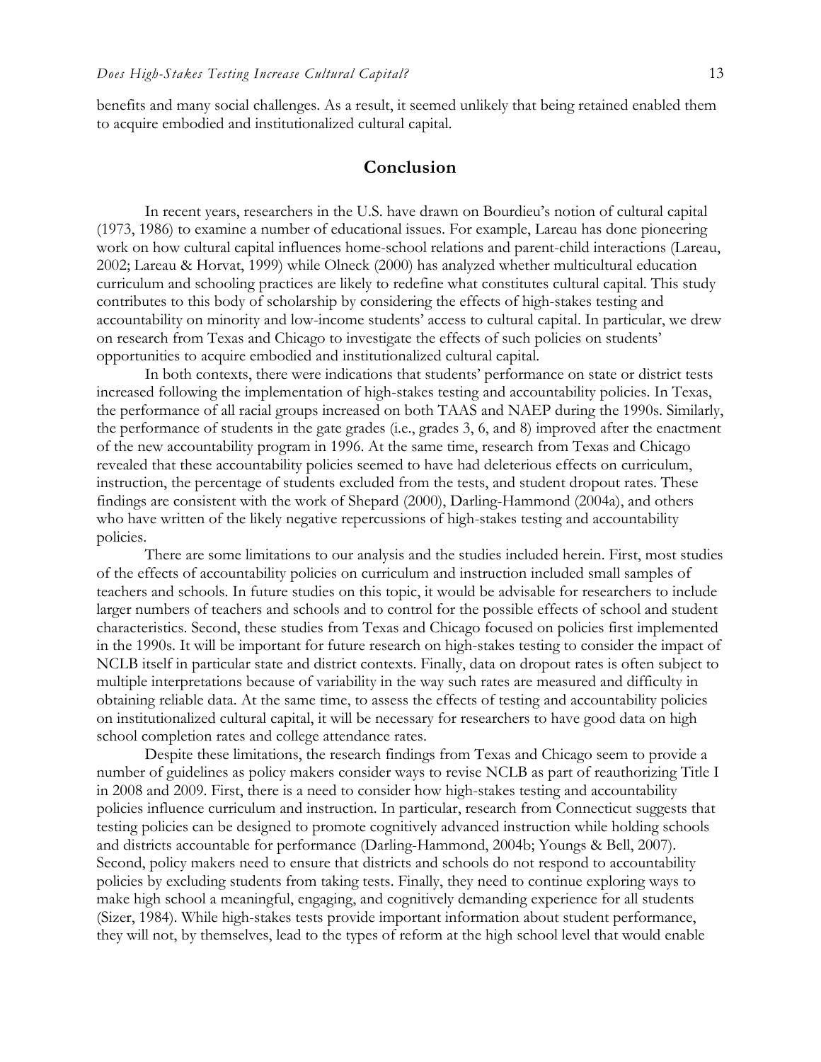benefits and many social challenges. As a result, it seemed unlikely that being retained enabled them to acquire embodied and institutionalized cultural capital.

## Conclusion

In recent years, researchers in the U.S. have drawn on Bourdieu's notion of cultural capital (1973, 1986) to examine a number of educational issues. For example, Lareau has done pioneering work on how cultural capital influences home-school relations and parent-child interactions (Lareau, 2002; Lareau & Horvat, 1999) while Olneck (2000) has analyzed whether multicultural education curriculum and schooling practices are likely to redefine what constitutes cultural capital. This study contributes to this body of scholarship by considering the effects of high-stakes testing and accountability on minority and low-income students' access to cultural capital. In particular, we drew on research from Texas and Chicago to investigate the effects of such policies on students' opportunities to acquire embodied and institutionalized cultural capital.

In both contexts, there were indications that students' performance on state or district tests increased following the implementation of high-stakes testing and accountability policies. In Texas, the performance of all racial groups increased on both TAAS and NAEP during the 1990s. Similarly, the performance of students in the gate grades (i.e., grades 3, 6, and 8) improved after the enactment of the new accountability program in 1996. At the same time, research from Texas and Chicago revealed that these accountability policies seemed to have had deleterious effects on curriculum, instruction, the percentage of students excluded from the tests, and student dropout rates. These findings are consistent with the work of Shepard (2000), Darling-Hammond (2004a), and others who have written of the likely negative repercussions of high-stakes testing and accountability policies.

There are some limitations to our analysis and the studies included herein. First, most studies of the effects of accountability policies on curriculum and instruction included small samples of teachers and schools. In future studies on this topic, it would be advisable for researchers to include larger numbers of teachers and schools and to control for the possible effects of school and student characteristics. Second, these studies from Texas and Chicago focused on policies first implemented in the 1990s. It will be important for future research on high-stakes testing to consider the impact of NCLB itself in particular state and district contexts. Finally, data on dropout rates is often subject to multiple interpretations because of variability in the way such rates are measured and difficulty in obtaining reliable data. At the same time, to assess the effects of testing and accountability policies on institutionalized cultural capital, it will be necessary for researchers to have good data on high school completion rates and college attendance rates.

Despite these limitations, the research findings from Texas and Chicago seem to provide a number of guidelines as policy makers consider ways to revise NCLB as part of reauthorizing Title I in 2008 and 2009. First, there is a need to consider how high-stakes testing and accountability policies influence curriculum and instruction. In particular, research from Connecticut suggests that testing policies can be designed to promote cognitively advanced instruction while holding schools and districts accountable for performance (Darling-Hammond, 2004b; Youngs & Bell, 2007). Second, policy makers need to ensure that districts and schools do not respond to accountability policies by excluding students from taking tests. Finally, they need to continue exploring ways to make high school a meaningful, engaging, and cognitively demanding experience for all students (Sizer, 1984). While high-stakes tests provide important information about student performance, they will not, by themselves, lead to the types of reform at the high school level that would enable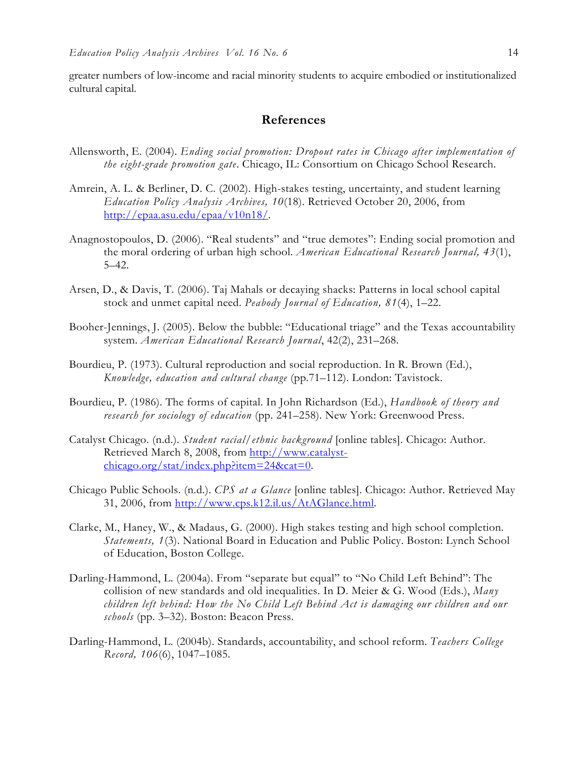greater numbers of low-income and racial minority students to acquire embodied or institutionalized cultural capital.

## References

Allensworth, E. (2004). *Ending social promotion: Dropout rates in Chicago after implementation of the eight-grade promotion gate*. Chicago, IL: Consortium on Chicago School Research.

Amrein, A. L. & Berliner, D. C. (2002). High-stakes testing, uncertainty, and student learning *Education Policy Analysis Archives, 10*(18). Retrieved October 20, 2006, from http://epaa.asu.edu/epaa/v10n18/.

Anagnostopoulos, D. (2006). "Real students" and "true demotes": Ending social promotion and the moral ordering of urban high school. *American Educational Research Journal, 43*(1), 5–42.

Arsen, D., & Davis, T. (2006). Taj Mahals or decaying shacks: Patterns in local school capital stock and unmet capital need. *Peabody Journal of Education, 81*(4), 1–22.

Booher-Jennings, J. (2005). Below the bubble: "Educational triage" and the Texas accountability system. *American Educational Research Journal*, 42(2), 231–268.

Bourdieu, P. (1973). Cultural reproduction and social reproduction. In R. Brown (Ed.), *Knowledge, education and cultural change* (pp.71–112). London: Tavistock.

Bourdieu, P. (1986). The forms of capital. In John Richardson (Ed.), *Handbook of theory and research for sociology of education* (pp. 241–258). New York: Greenwood Press.

Catalyst Chicago. (n.d.). *Student racial/ethnic background* [online tables]. Chicago: Author. Retrieved March 8, 2008, from http://www.catalyst-chicago.org/stat/index.php?item=24&cat=0.

Chicago Public Schools. (n.d.). *CPS at a Glance* [online tables]. Chicago: Author. Retrieved May 31, 2006, from http://www.cps.k12.il.us/AtAGlance.html.

Clarke, M., Haney, W., & Madaus, G. (2000). High stakes testing and high school completion. *Statements, 1*(3). National Board in Education and Public Policy. Boston: Lynch School of Education, Boston College.

Darling-Hammond, L. (2004a). From "separate but equal" to "No Child Left Behind": The collision of new standards and old inequalities. In D. Meier & G. Wood (Eds.), *Many children left behind: How the No Child Left Behind Act is damaging our children and our schools* (pp. 3–32). Boston: Beacon Press.

Darling-Hammond, L. (2004b). Standards, accountability, and school reform. *Teachers College Record, 106*(6), 1047–1085.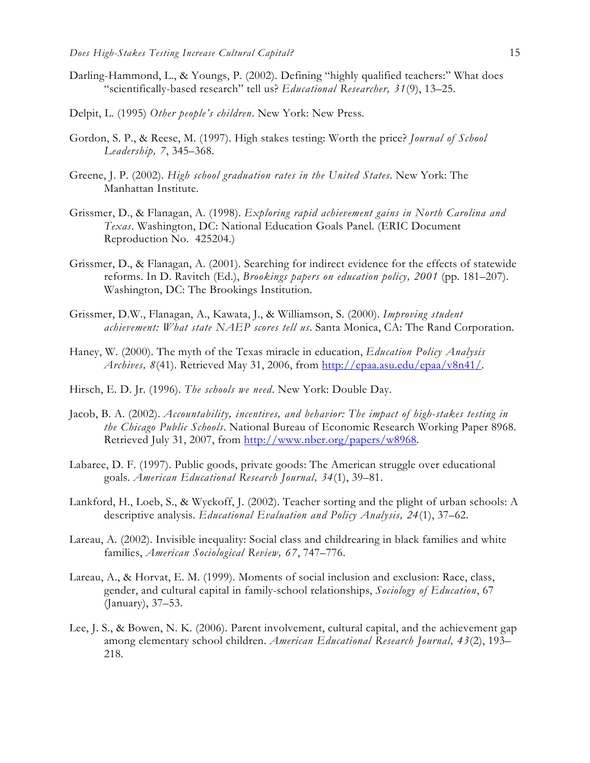Darling-Hammond, L., & Youngs, P. (2002). Defining "highly qualified teachers:" What does "scientifically-based research" tell us? *Educational Researcher, 31*(9), 13–25.

Delpit, L. (1995) *Other people's children*. New York: New Press.

Gordon, S. P., & Reese, M. (1997). High stakes testing: Worth the price? *Journal of School Leadership, 7*, 345–368.

Greene, J. P. (2002). *High school graduation rates in the United States*. New York: The Manhattan Institute.

Grissmer, D., & Flanagan, A. (1998). *Exploring rapid achievement gains in North Carolina and Texas*. Washington, DC: National Education Goals Panel. (ERIC Document Reproduction No. 425204.)

Grissmer, D., & Flanagan, A. (2001). Searching for indirect evidence for the effects of statewide reforms. In D. Ravitch (Ed.), *Brookings papers on education policy, 2001* (pp. 181–207). Washington, DC: The Brookings Institution.

Grissmer, D.W., Flanagan, A., Kawata, J., & Williamson, S. (2000). *Improving student achievement: What state NAEP scores tell us*. Santa Monica, CA: The Rand Corporation.

Haney, W. (2000). The myth of the Texas miracle in education, *Education Policy Analysis Archives, 8*(41). Retrieved May 31, 2006, from http://epaa.asu.edu/epaa/v8n41/.

Hirsch, E. D. Jr. (1996). *The schools we need*. New York: Double Day.

Jacob, B. A. (2002). *Accountability, incentives, and behavior: The impact of high-stakes testing in the Chicago Public Schools*. National Bureau of Economic Research Working Paper 8968. Retrieved July 31, 2007, from http://www.nber.org/papers/w8968.

Labaree, D. F. (1997). Public goods, private goods: The American struggle over educational goals. *American Educational Research Journal, 34*(1), 39–81.

Lankford, H., Loeb, S., & Wyckoff, J. (2002). Teacher sorting and the plight of urban schools: A descriptive analysis. *Educational Evaluation and Policy Analysis, 24*(1), 37–62.

Lareau, A. (2002). Invisible inequality: Social class and childrearing in black families and white families, *American Sociological Review, 67*, 747–776.

Lareau, A., & Horvat, E. M. (1999). Moments of social inclusion and exclusion: Race, class, gender, and cultural capital in family-school relationships, *Sociology of Education*, 67 (January), 37–53.

Lee, J. S., & Bowen, N. K. (2006). Parent involvement, cultural capital, and the achievement gap among elementary school children. *American Educational Research Journal, 43*(2), 193–218.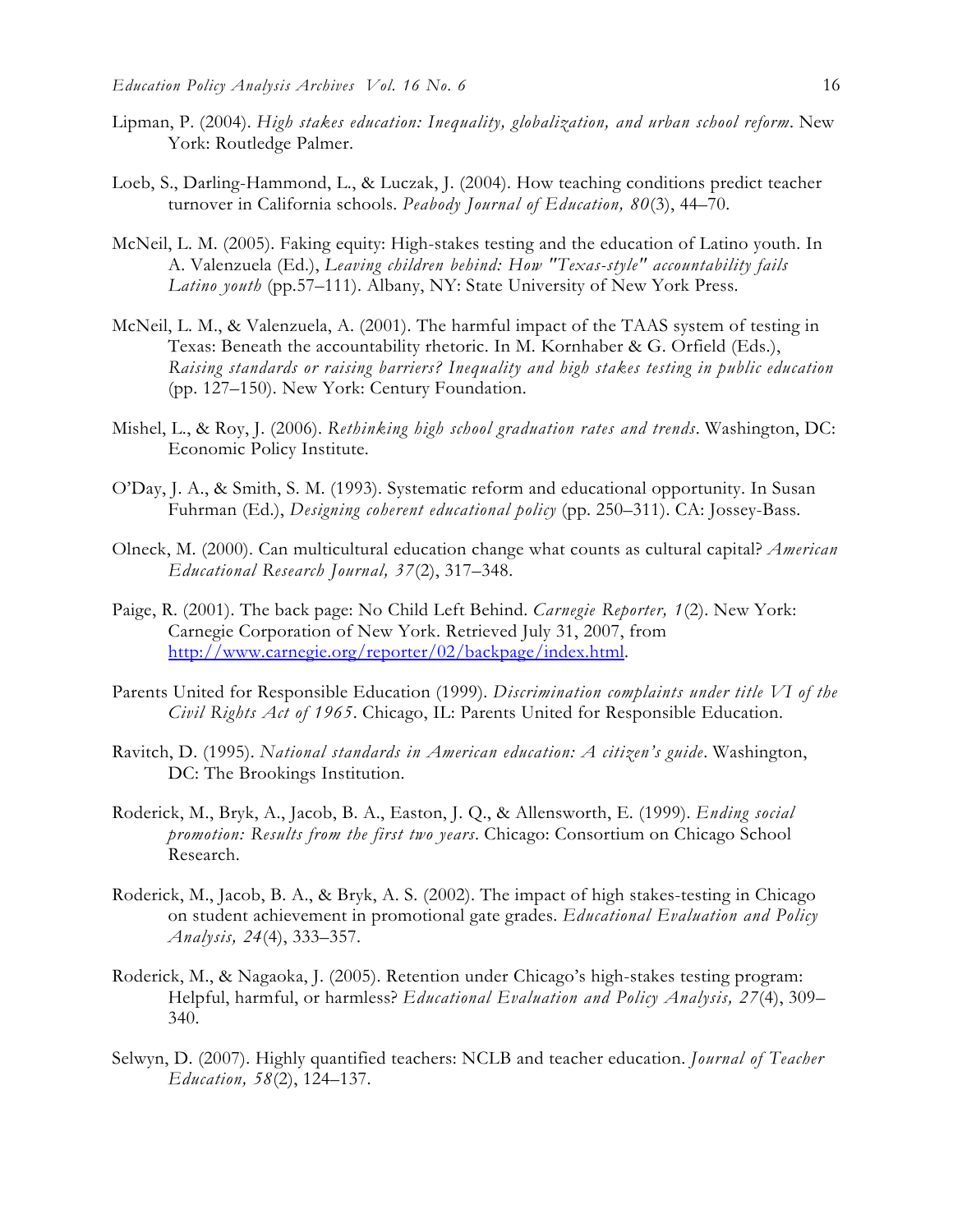Lipman, P. (2004). *High stakes education: Inequality, globalization, and urban school reform*. New York: Routledge Palmer.

Loeb, S., Darling-Hammond, L., & Luczak, J. (2004). How teaching conditions predict teacher turnover in California schools. *Peabody Journal of Education, 80*(3), 44–70.

McNeil, L. M. (2005). Faking equity: High-stakes testing and the education of Latino youth. In A. Valenzuela (Ed.), *Leaving children behind: How "Texas-style" accountability fails Latino youth* (pp.57–111). Albany, NY: State University of New York Press.

McNeil, L. M., & Valenzuela, A. (2001). The harmful impact of the TAAS system of testing in Texas: Beneath the accountability rhetoric. In M. Kornhaber & G. Orfield (Eds.), *Raising standards or raising barriers? Inequality and high stakes testing in public education* (pp. 127–150). New York: Century Foundation.

Mishel, L., & Roy, J. (2006). *Rethinking high school graduation rates and trends*. Washington, DC: Economic Policy Institute.

O'Day, J. A., & Smith, S. M. (1993). Systematic reform and educational opportunity. In Susan Fuhrman (Ed.), *Designing coherent educational policy* (pp. 250–311). CA: Jossey-Bass.

Olneck, M. (2000). Can multicultural education change what counts as cultural capital? *American Educational Research Journal, 37*(2), 317–348.

Paige, R. (2001). The back page: No Child Left Behind. *Carnegie Reporter, 1*(2). New York: Carnegie Corporation of New York. Retrieved July 31, 2007, from http://www.carnegie.org/reporter/02/backpage/index.html.

Parents United for Responsible Education (1999). *Discrimination complaints under title VI of the Civil Rights Act of 1965*. Chicago, IL: Parents United for Responsible Education.

Ravitch, D. (1995). *National standards in American education: A citizen's guide*. Washington, DC: The Brookings Institution.

Roderick, M., Bryk, A., Jacob, B. A., Easton, J. Q., & Allensworth, E. (1999). *Ending social promotion: Results from the first two years*. Chicago: Consortium on Chicago School Research.

Roderick, M., Jacob, B. A., & Bryk, A. S. (2002). The impact of high stakes-testing in Chicago on student achievement in promotional gate grades. *Educational Evaluation and Policy Analysis, 24*(4), 333–357.

Roderick, M., & Nagaoka, J. (2005). Retention under Chicago's high-stakes testing program: Helpful, harmful, or harmless? *Educational Evaluation and Policy Analysis, 27*(4), 309–340.

Selwyn, D. (2007). Highly quantified teachers: NCLB and teacher education. *Journal of Teacher Education, 58*(2), 124–137.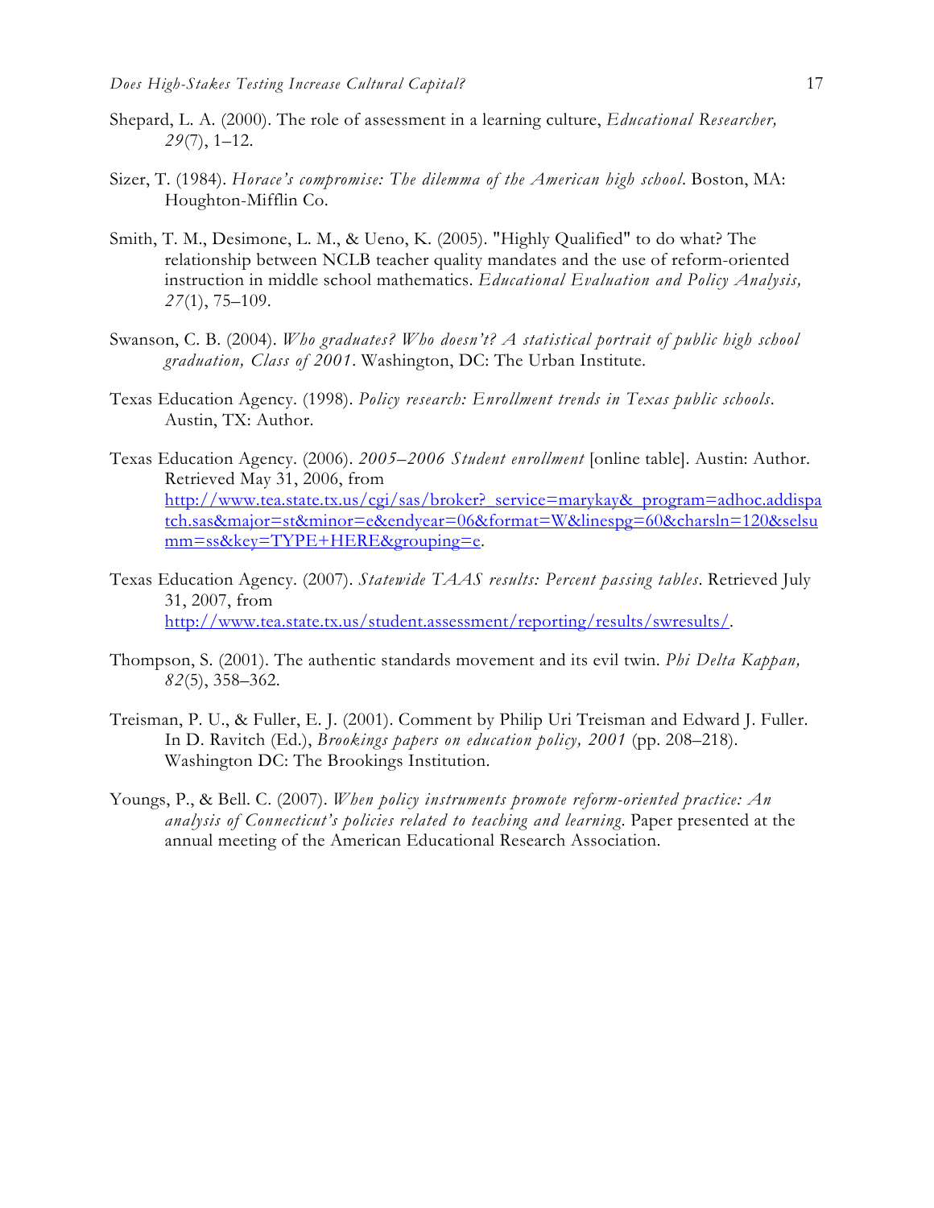Shepard, L. A. (2000). The role of assessment in a learning culture, *Educational Researcher, 29*(7), 1–12.

Sizer, T. (1984). *Horace's compromise: The dilemma of the American high school*. Boston, MA: Houghton-Mifflin Co.

Smith, T. M., Desimone, L. M., & Ueno, K. (2005). "Highly Qualified" to do what? The relationship between NCLB teacher quality mandates and the use of reform-oriented instruction in middle school mathematics. *Educational Evaluation and Policy Analysis, 27*(1), 75–109.

Swanson, C. B. (2004). *Who graduates? Who doesn't? A statistical portrait of public high school graduation, Class of 2001*. Washington, DC: The Urban Institute.

Texas Education Agency. (1998). *Policy research: Enrollment trends in Texas public schools*. Austin, TX: Author.

Texas Education Agency. (2006). *2005–2006 Student enrollment* [online table]. Austin: Author. Retrieved May 31, 2006, from http://www.tea.state.tx.us/cgi/sas/broker?_service=marykay&_program=adhoc.addispatch.sas&major=st&minor=e&endyear=06&format=W&linespg=60&charsln=120&selsumm=ss&key=TYPE+HERE&grouping=e.

Texas Education Agency. (2007). *Statewide TAAS results: Percent passing tables*. Retrieved July 31, 2007, from http://www.tea.state.tx.us/student.assessment/reporting/results/swresults/.

Thompson, S. (2001). The authentic standards movement and its evil twin. *Phi Delta Kappan, 82*(5), 358–362.

Treisman, P. U., & Fuller, E. J. (2001). Comment by Philip Uri Treisman and Edward J. Fuller. In D. Ravitch (Ed.), *Brookings papers on education policy, 2001* (pp. 208–218). Washington DC: The Brookings Institution.

Youngs, P., & Bell. C. (2007). *When policy instruments promote reform-oriented practice: An analysis of Connecticut's policies related to teaching and learning*. Paper presented at the annual meeting of the American Educational Research Association.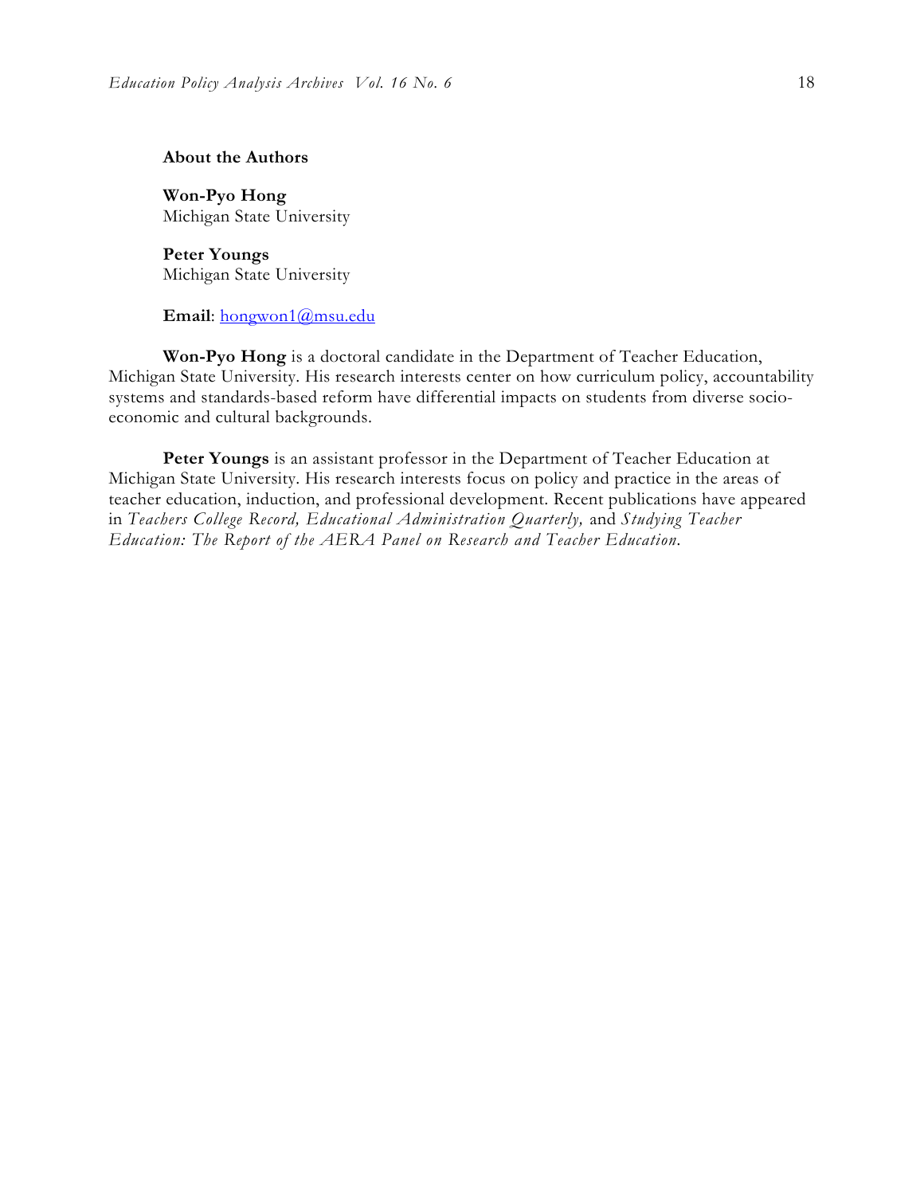## About the Authors

**Won-Pyo Hong**
Michigan State University

**Peter Youngs**
Michigan State University

**Email**: hongwon1@msu.edu

**Won-Pyo Hong** is a doctoral candidate in the Department of Teacher Education, Michigan State University. His research interests center on how curriculum policy, accountability systems and standards-based reform have differential impacts on students from diverse socio-economic and cultural backgrounds.

**Peter Youngs** is an assistant professor in the Department of Teacher Education at Michigan State University. His research interests focus on policy and practice in the areas of teacher education, induction, and professional development. Recent publications have appeared in *Teachers College Record, Educational Administration Quarterly,* and *Studying Teacher Education: The Report of the AERA Panel on Research and Teacher Education.*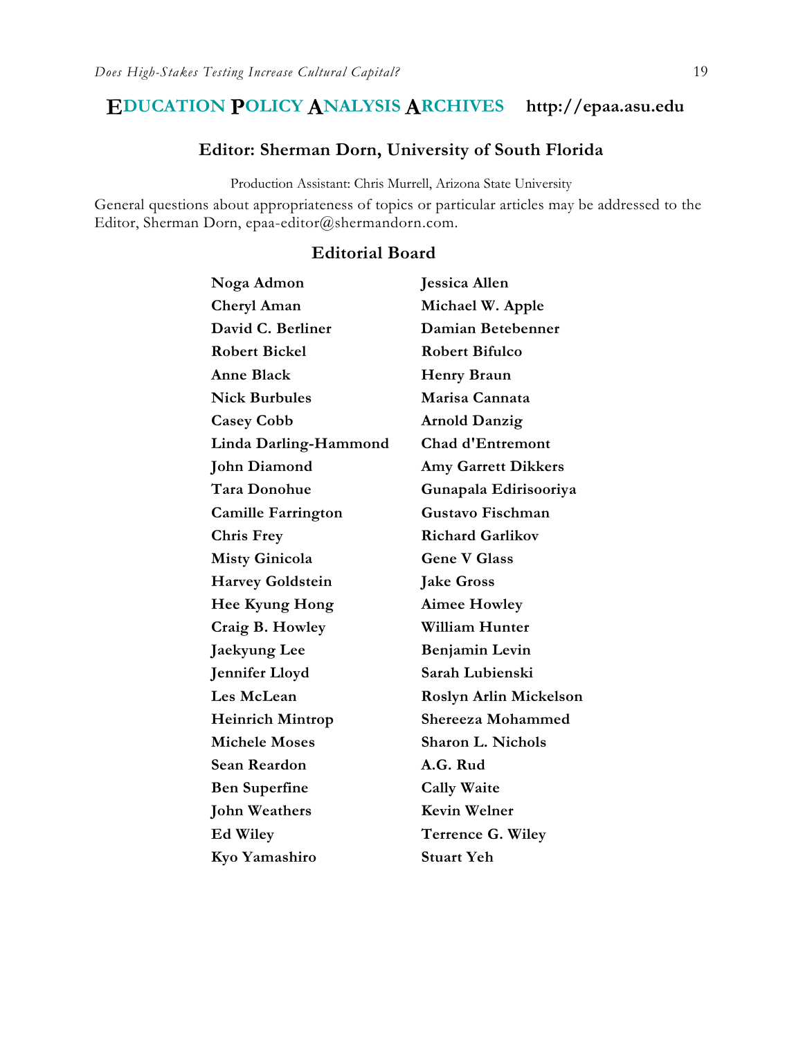# EDUCATION POLICY ANALYSIS ARCHIVES http://epaa.asu.edu

## Editor: Sherman Dorn, University of South Florida

Production Assistant: Chris Murrell, Arizona State University

General questions about appropriateness of topics or particular articles may be addressed to the Editor, Sherman Dorn, epaa-editor@shermandorn.com.

### Editorial Board

**Noga Admon**
**Jessica Allen**
**Cheryl Aman**
**Michael W. Apple**
**David C. Berliner**
**Damian Betebenner**
**Robert Bickel**
**Robert Bifulco**
**Anne Black**
**Henry Braun**
**Nick Burbules**
**Marisa Cannata**
**Casey Cobb**
**Arnold Danzig**
**Linda Darling-Hammond**
**Chad d'Entremont**
**John Diamond**
**Amy Garrett Dikkers**
**Tara Donohue**
**Gunapala Edirisooriya**
**Camille Farrington**
**Gustavo Fischman**
**Chris Frey**
**Richard Garlikov**
**Misty Ginicola**
**Gene V Glass**
**Harvey Goldstein**
**Jake Gross**
**Hee Kyung Hong**
**Aimee Howley**
**Craig B. Howley**
**William Hunter**
**Jaekyung Lee**
**Benjamin Levin**
**Jennifer Lloyd**
**Sarah Lubienski**
**Les McLean**
**Roslyn Arlin Mickelson**
**Heinrich Mintrop**
**Shereeza Mohammed**
**Michele Moses**
**Sharon L. Nichols**
**Sean Reardon**
**A.G. Rud**
**Ben Superfine**
**Cally Waite**
**John Weathers**
**Kevin Welner**
**Ed Wiley**
**Terrence G. Wiley**
**Kyo Yamashiro**
**Stuart Yeh**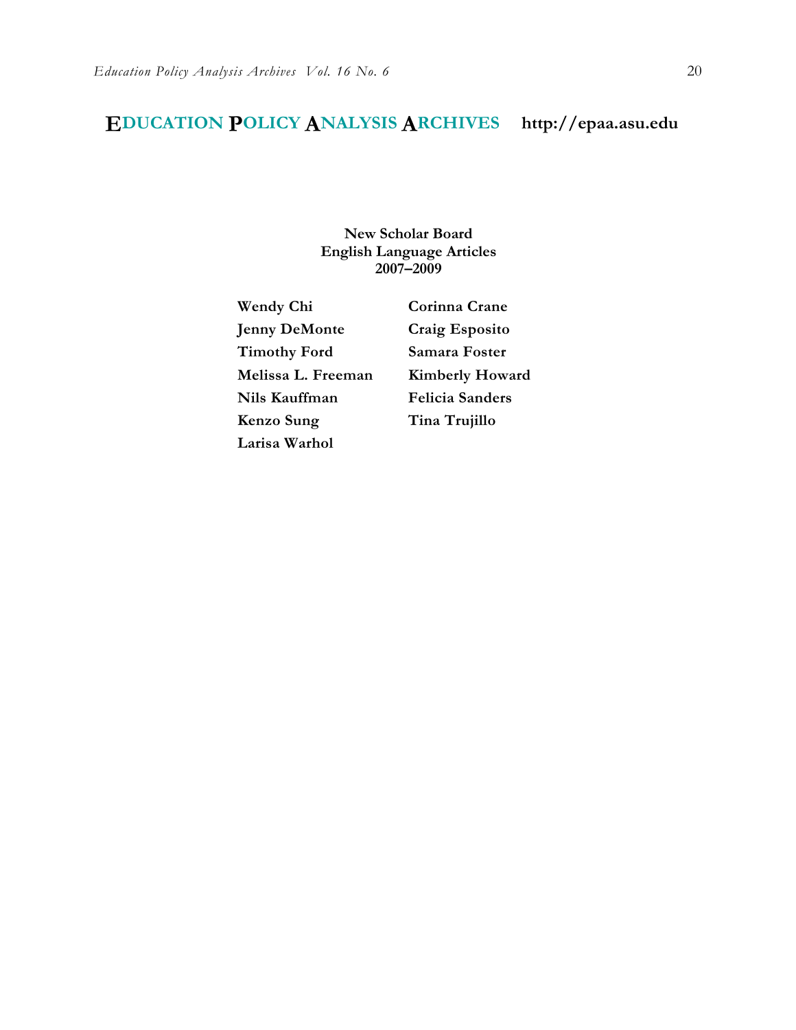# EDUCATION POLICY ANALYSIS ARCHIVES http://epaa.asu.edu

**New Scholar Board**
**English Language Articles**
**2007–2009**

**Wendy Chi**
**Jenny DeMonte**
**Timothy Ford**
**Melissa L. Freeman**
**Nils Kauffman**
**Kenzo Sung**
**Larisa Warhol**
**Corinna Crane**
**Craig Esposito**
**Samara Foster**
**Kimberly Howard**
**Felicia Sanders**
**Tina Trujillo**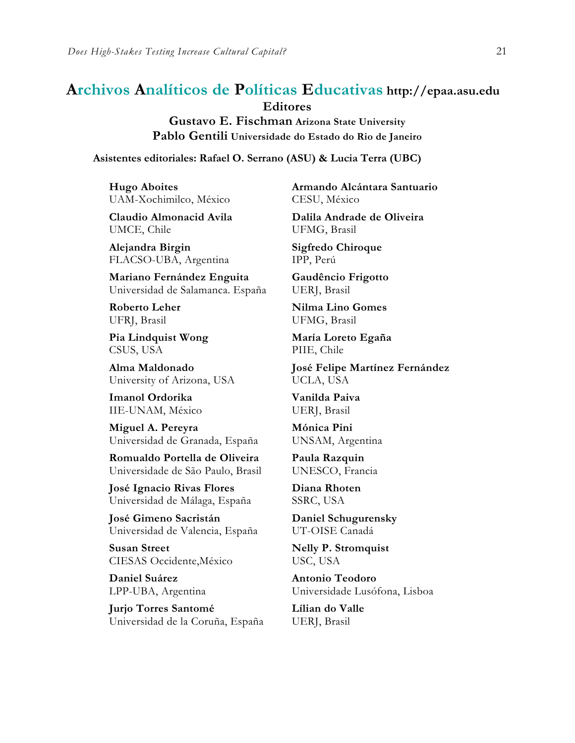# Archivos Analíticos de Políticas Educativas http://epaa.asu.edu

**Editores**

**Gustavo E. Fischman Arizona State University**
**Pablo Gentili Universidade do Estado do Rio de Janeiro**

**Asistentes editoriales: Rafael O. Serrano (ASU) & Lucia Terra (UBC)**

**Hugo Aboites**
UAM-Xochimilco, México

**Armando Alcántara Santuario**
CESU, México

**Claudio Almonacid Avila**
UMCE, Chile

**Dalila Andrade de Oliveira**
UFMG, Brasil

**Alejandra Birgin**
FLACSO-UBA, Argentina

**Sigfredo Chiroque**
IPP, Perú

**Mariano Fernández Enguita**
Universidad de Salamanca. España

**Gaudêncio Frigotto**
UERJ, Brasil

**Roberto Leher**
UFRJ, Brasil

**Nilma Lino Gomes**
UFMG, Brasil

**Pia Lindquist Wong**
CSUS, USA

**María Loreto Egaña**
PIIE, Chile

**Alma Maldonado**
University of Arizona, USA

**José Felipe Martínez Fernández**
UCLA, USA

**Imanol Ordorika**
IIE-UNAM, México

**Vanilda Paiva**
UERJ, Brasil

**Miguel A. Pereyra**
Universidad de Granada, España

**Mónica Pini**
UNSAM, Argentina

**Romualdo Portella de Oliveira**
Universidade de São Paulo, Brasil

**Paula Razquin**
UNESCO, Francia

**José Ignacio Rivas Flores**
Universidad de Málaga, España

**Diana Rhoten**
SSRC, USA

**José Gimeno Sacristán**
Universidad de Valencia, España

**Daniel Schugurensky**
UT-OISE Canadá

**Susan Street**
CIESAS Occidente,México

**Nelly P. Stromquist**
USC, USA

**Daniel Suárez**
LPP-UBA, Argentina

**Antonio Teodoro**
Universidade Lusófona, Lisboa

**Jurjo Torres Santomé**
Universidad de la Coruña, España

**Lílian do Valle**
UERJ, Brasil